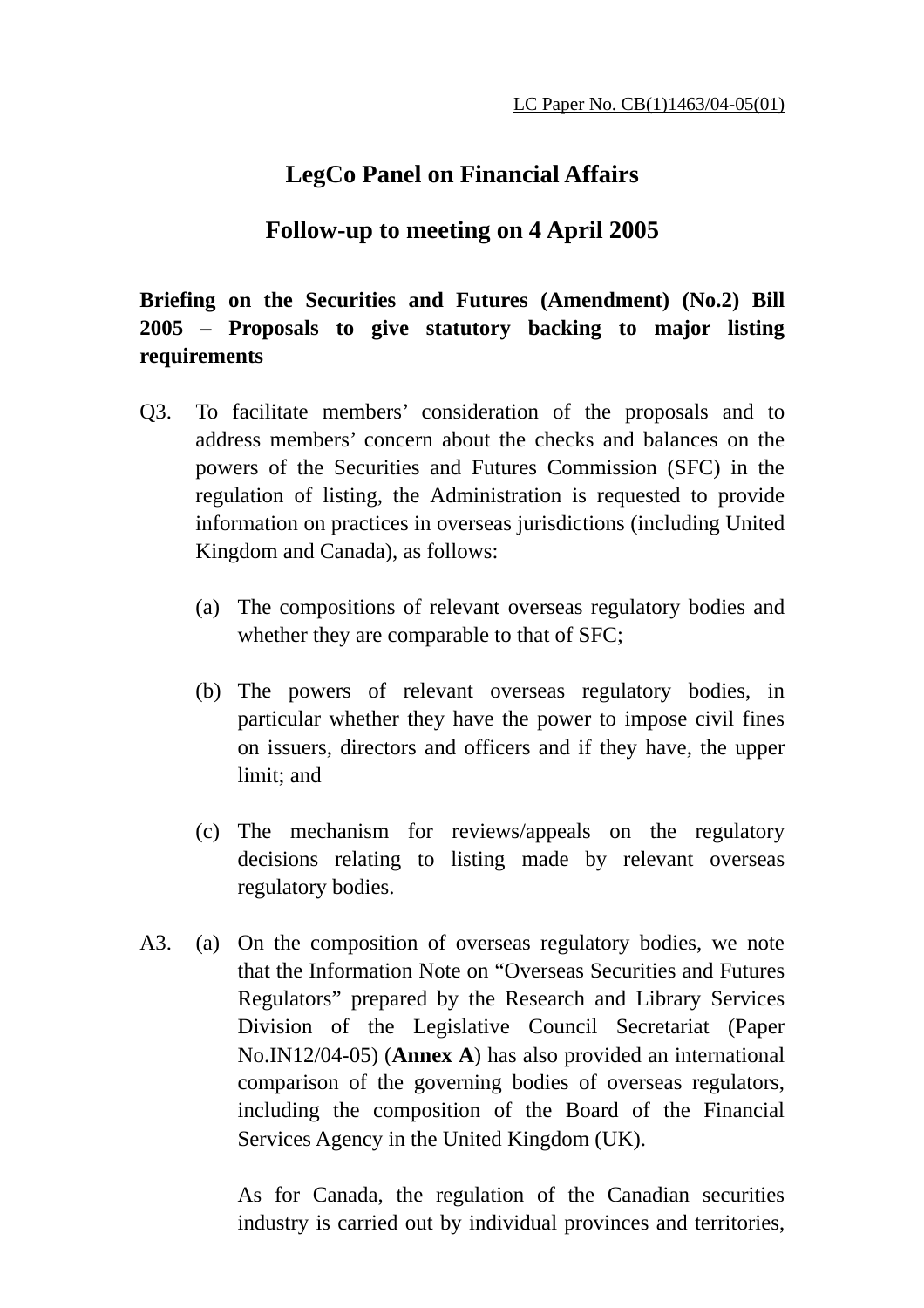LC Paper No. CB(1)1463/04-05(01)

# LegCo Panel on Financial Affairs

## Follow-up to meeting on 4 April 2005

**Briefing on the Securities and Futures (Amendment) (No.2) Bill 2005 – Proposals to give statutory backing to major listing requirements**

Q3. To facilitate members' consideration of the proposals and to address members' concern about the checks and balances on the powers of the Securities and Futures Commission (SFC) in the regulation of listing, the Administration is requested to provide information on practices in overseas jurisdictions (including United Kingdom and Canada), as follows:

(a) The compositions of relevant overseas regulatory bodies and whether they are comparable to that of SFC;

(b) The powers of relevant overseas regulatory bodies, in particular whether they have the power to impose civil fines on issuers, directors and officers and if they have, the upper limit; and

(c) The mechanism for reviews/appeals on the regulatory decisions relating to listing made by relevant overseas regulatory bodies.

A3. (a) On the composition of overseas regulatory bodies, we note that the Information Note on "Overseas Securities and Futures Regulators" prepared by the Research and Library Services Division of the Legislative Council Secretariat (Paper No.IN12/04-05) (**Annex A**) has also provided an international comparison of the governing bodies of overseas regulators, including the composition of the Board of the Financial Services Agency in the United Kingdom (UK).

As for Canada, the regulation of the Canadian securities industry is carried out by individual provinces and territories,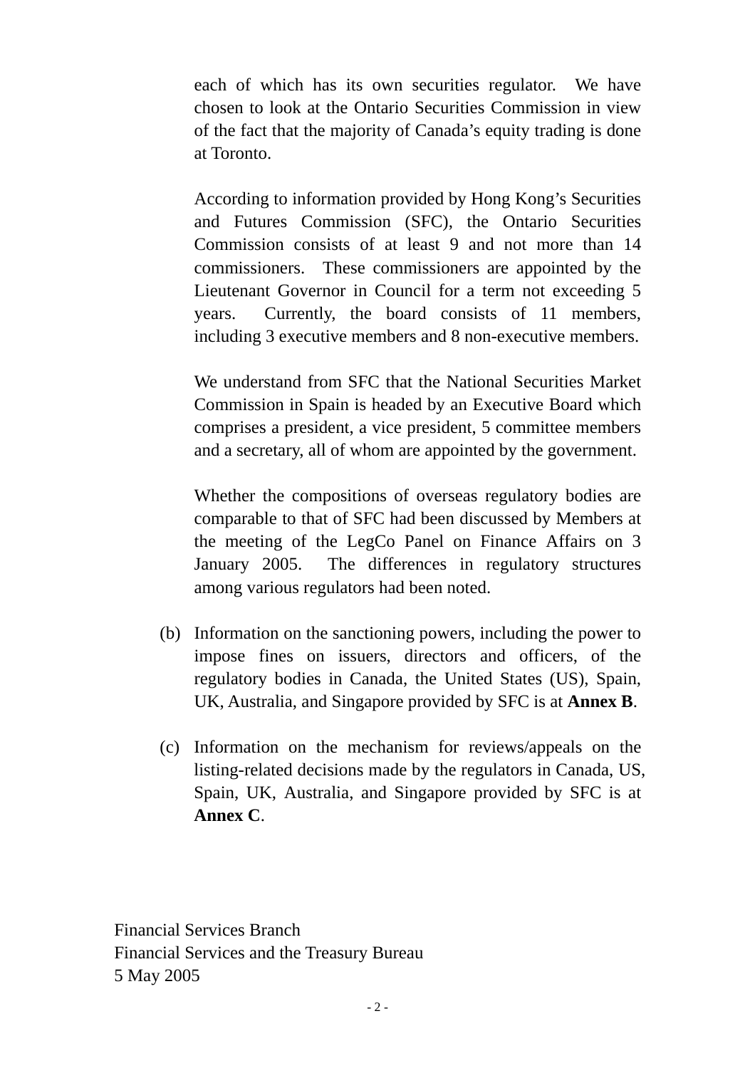each of which has its own securities regulator. We have chosen to look at the Ontario Securities Commission in view of the fact that the majority of Canada's equity trading is done at Toronto.

According to information provided by Hong Kong's Securities and Futures Commission (SFC), the Ontario Securities Commission consists of at least 9 and not more than 14 commissioners. These commissioners are appointed by the Lieutenant Governor in Council for a term not exceeding 5 years. Currently, the board consists of 11 members, including 3 executive members and 8 non-executive members.

We understand from SFC that the National Securities Market Commission in Spain is headed by an Executive Board which comprises a president, a vice president, 5 committee members and a secretary, all of whom are appointed by the government.

Whether the compositions of overseas regulatory bodies are comparable to that of SFC had been discussed by Members at the meeting of the LegCo Panel on Finance Affairs on 3 January 2005. The differences in regulatory structures among various regulators had been noted.

(b) Information on the sanctioning powers, including the power to impose fines on issuers, directors and officers, of the regulatory bodies in Canada, the United States (US), Spain, UK, Australia, and Singapore provided by SFC is at **Annex B**.

(c) Information on the mechanism for reviews/appeals on the listing-related decisions made by the regulators in Canada, US, Spain, UK, Australia, and Singapore provided by SFC is at **Annex C**.

Financial Services Branch
Financial Services and the Treasury Bureau
5 May 2005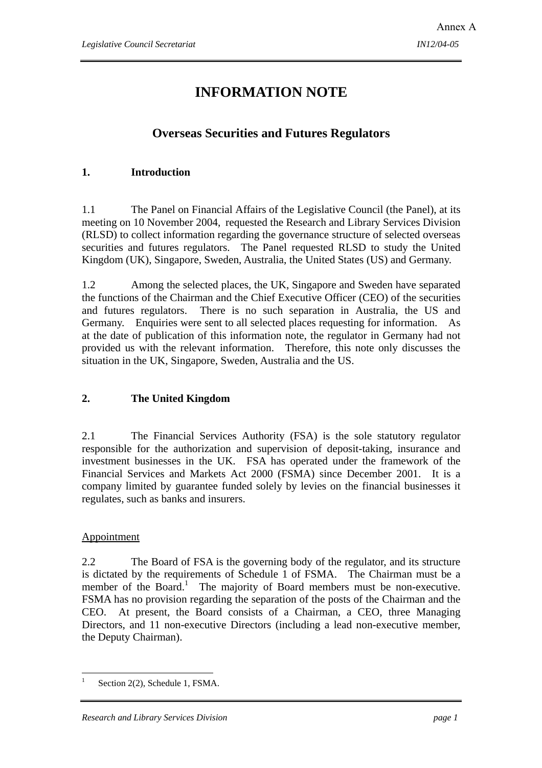Annex A

# INFORMATION NOTE

## Overseas Securities and Futures Regulators

### 1. Introduction

1.1 The Panel on Financial Affairs of the Legislative Council (the Panel), at its meeting on 10 November 2004, requested the Research and Library Services Division (RLSD) to collect information regarding the governance structure of selected overseas securities and futures regulators. The Panel requested RLSD to study the United Kingdom (UK), Singapore, Sweden, Australia, the United States (US) and Germany.

1.2 Among the selected places, the UK, Singapore and Sweden have separated the functions of the Chairman and the Chief Executive Officer (CEO) of the securities and futures regulators. There is no such separation in Australia, the US and Germany. Enquiries were sent to all selected places requesting for information. As at the date of publication of this information note, the regulator in Germany had not provided us with the relevant information. Therefore, this note only discusses the situation in the UK, Singapore, Sweden, Australia and the US.

### 2. The United Kingdom

2.1 The Financial Services Authority (FSA) is the sole statutory regulator responsible for the authorization and supervision of deposit-taking, insurance and investment businesses in the UK. FSA has operated under the framework of the Financial Services and Markets Act 2000 (FSMA) since December 2001. It is a company limited by guarantee funded solely by levies on the financial businesses it regulates, such as banks and insurers.

Appointment

2.2 The Board of FSA is the governing body of the regulator, and its structure is dictated by the requirements of Schedule 1 of FSMA. The Chairman must be a member of the Board.[1] The majority of Board members must be non-executive. FSMA has no provision regarding the separation of the posts of the Chairman and the CEO. At present, the Board consists of a Chairman, a CEO, three Managing Directors, and 11 non-executive Directors (including a lead non-executive member, the Deputy Chairman).

[1] Section 2(2), Schedule 1, FSMA.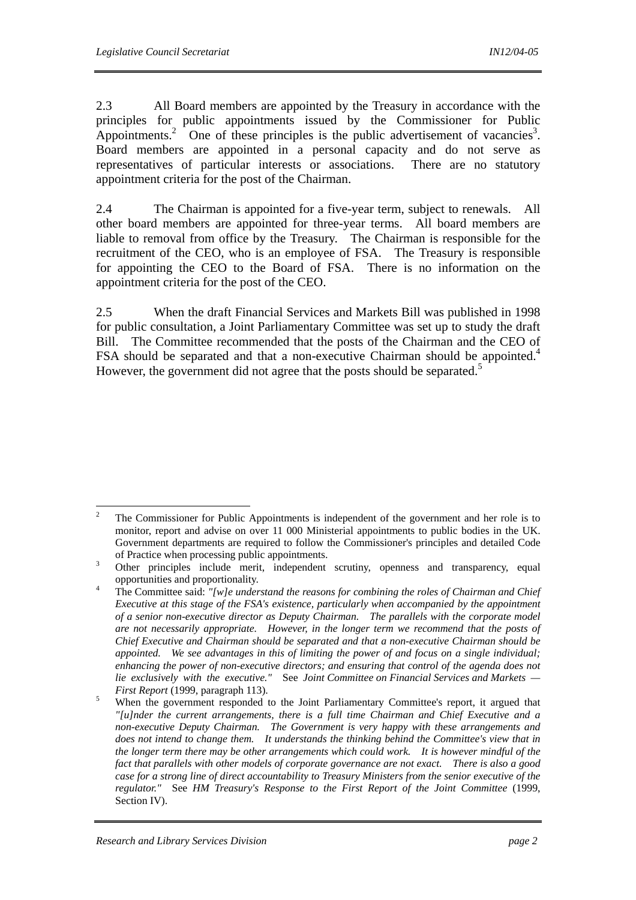2.3 All Board members are appointed by the Treasury in accordance with the principles for public appointments issued by the Commissioner for Public Appointments.[2] One of these principles is the public advertisement of vacancies[3]. Board members are appointed in a personal capacity and do not serve as representatives of particular interests or associations. There are no statutory appointment criteria for the post of the Chairman.

2.4 The Chairman is appointed for a five-year term, subject to renewals. All other board members are appointed for three-year terms. All board members are liable to removal from office by the Treasury. The Chairman is responsible for the recruitment of the CEO, who is an employee of FSA. The Treasury is responsible for appointing the CEO to the Board of FSA. There is no information on the appointment criteria for the post of the CEO.

2.5 When the draft Financial Services and Markets Bill was published in 1998 for public consultation, a Joint Parliamentary Committee was set up to study the draft Bill. The Committee recommended that the posts of the Chairman and the CEO of FSA should be separated and that a non-executive Chairman should be appointed.[4] However, the government did not agree that the posts should be separated.[5]

---

[2] The Commissioner for Public Appointments is independent of the government and her role is to monitor, report and advise on over 11 000 Ministerial appointments to public bodies in the UK. Government departments are required to follow the Commissioner's principles and detailed Code of Practice when processing public appointments.

[3] Other principles include merit, independent scrutiny, openness and transparency, equal opportunities and proportionality.

[4] The Committee said: *"[w]e understand the reasons for combining the roles of Chairman and Chief Executive at this stage of the FSA's existence, particularly when accompanied by the appointment of a senior non-executive director as Deputy Chairman. The parallels with the corporate model are not necessarily appropriate. However, in the longer term we recommend that the posts of Chief Executive and Chairman should be separated and that a non-executive Chairman should be appointed. We see advantages in this of limiting the power of and focus on a single individual; enhancing the power of non-executive directors; and ensuring that control of the agenda does not lie exclusively with the executive."* See *Joint Committee on Financial Services and Markets — First Report* (1999, paragraph 113).

[5] When the government responded to the Joint Parliamentary Committee's report, it argued that *"[u]nder the current arrangements, there is a full time Chairman and Chief Executive and a non-executive Deputy Chairman. The Government is very happy with these arrangements and does not intend to change them. It understands the thinking behind the Committee's view that in the longer term there may be other arrangements which could work. It is however mindful of the fact that parallels with other models of corporate governance are not exact. There is also a good case for a strong line of direct accountability to Treasury Ministers from the senior executive of the regulator."* See *HM Treasury's Response to the First Report of the Joint Committee* (1999, Section IV).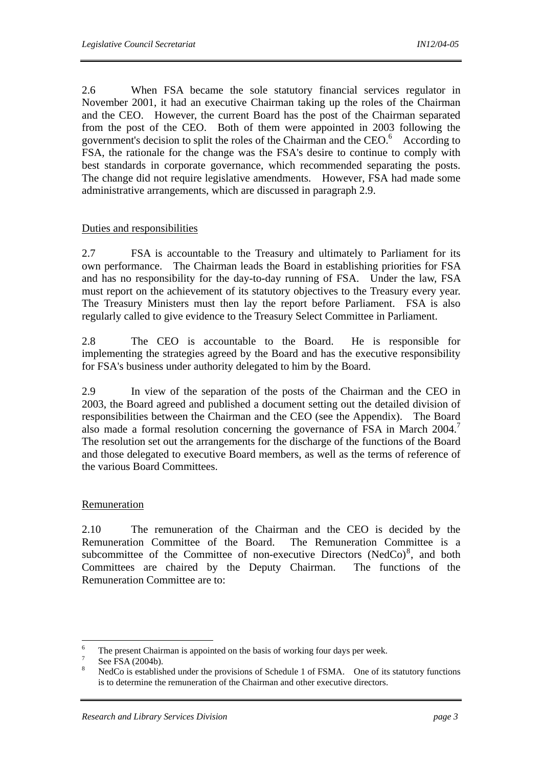2.6 When FSA became the sole statutory financial services regulator in November 2001, it had an executive Chairman taking up the roles of the Chairman and the CEO. However, the current Board has the post of the Chairman separated from the post of the CEO. Both of them were appointed in 2003 following the government's decision to split the roles of the Chairman and the CEO.[6] According to FSA, the rationale for the change was the FSA's desire to continue to comply with best standards in corporate governance, which recommended separating the posts. The change did not require legislative amendments. However, FSA had made some administrative arrangements, which are discussed in paragraph 2.9.

Duties and responsibilities

2.7 FSA is accountable to the Treasury and ultimately to Parliament for its own performance. The Chairman leads the Board in establishing priorities for FSA and has no responsibility for the day-to-day running of FSA. Under the law, FSA must report on the achievement of its statutory objectives to the Treasury every year. The Treasury Ministers must then lay the report before Parliament. FSA is also regularly called to give evidence to the Treasury Select Committee in Parliament.

2.8 The CEO is accountable to the Board. He is responsible for implementing the strategies agreed by the Board and has the executive responsibility for FSA's business under authority delegated to him by the Board.

2.9 In view of the separation of the posts of the Chairman and the CEO in 2003, the Board agreed and published a document setting out the detailed division of responsibilities between the Chairman and the CEO (see the Appendix). The Board also made a formal resolution concerning the governance of FSA in March 2004.[7] The resolution set out the arrangements for the discharge of the functions of the Board and those delegated to executive Board members, as well as the terms of reference of the various Board Committees.

Remuneration

2.10 The remuneration of the Chairman and the CEO is decided by the Remuneration Committee of the Board. The Remuneration Committee is a subcommittee of the Committee of non-executive Directors (NedCo)[8], and both Committees are chaired by the Deputy Chairman. The functions of the Remuneration Committee are to:

---

[6] The present Chairman is appointed on the basis of working four days per week.

[7] See FSA (2004b).

[8] NedCo is established under the provisions of Schedule 1 of FSMA. One of its statutory functions is to determine the remuneration of the Chairman and other executive directors.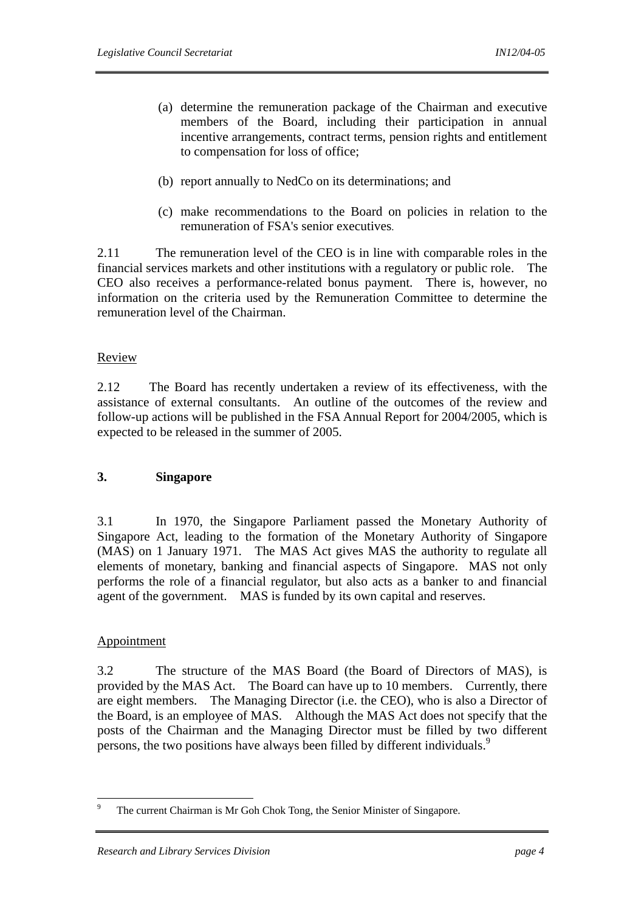(a) determine the remuneration package of the Chairman and executive members of the Board, including their participation in annual incentive arrangements, contract terms, pension rights and entitlement to compensation for loss of office;

(b) report annually to NedCo on its determinations; and

(c) make recommendations to the Board on policies in relation to the remuneration of FSA's senior executives.

2.11 The remuneration level of the CEO is in line with comparable roles in the financial services markets and other institutions with a regulatory or public role. The CEO also receives a performance-related bonus payment. There is, however, no information on the criteria used by the Remuneration Committee to determine the remuneration level of the Chairman.

Review

2.12 The Board has recently undertaken a review of its effectiveness, with the assistance of external consultants. An outline of the outcomes of the review and follow-up actions will be published in the FSA Annual Report for 2004/2005, which is expected to be released in the summer of 2005.

## 3. Singapore

3.1 In 1970, the Singapore Parliament passed the Monetary Authority of Singapore Act, leading to the formation of the Monetary Authority of Singapore (MAS) on 1 January 1971. The MAS Act gives MAS the authority to regulate all elements of monetary, banking and financial aspects of Singapore. MAS not only performs the role of a financial regulator, but also acts as a banker to and financial agent of the government. MAS is funded by its own capital and reserves.

Appointment

3.2 The structure of the MAS Board (the Board of Directors of MAS), is provided by the MAS Act. The Board can have up to 10 members. Currently, there are eight members. The Managing Director (i.e. the CEO), who is also a Director of the Board, is an employee of MAS. Although the MAS Act does not specify that the posts of the Chairman and the Managing Director must be filled by two different persons, the two positions have always been filled by different individuals.[9]

---

[9] The current Chairman is Mr Goh Chok Tong, the Senior Minister of Singapore.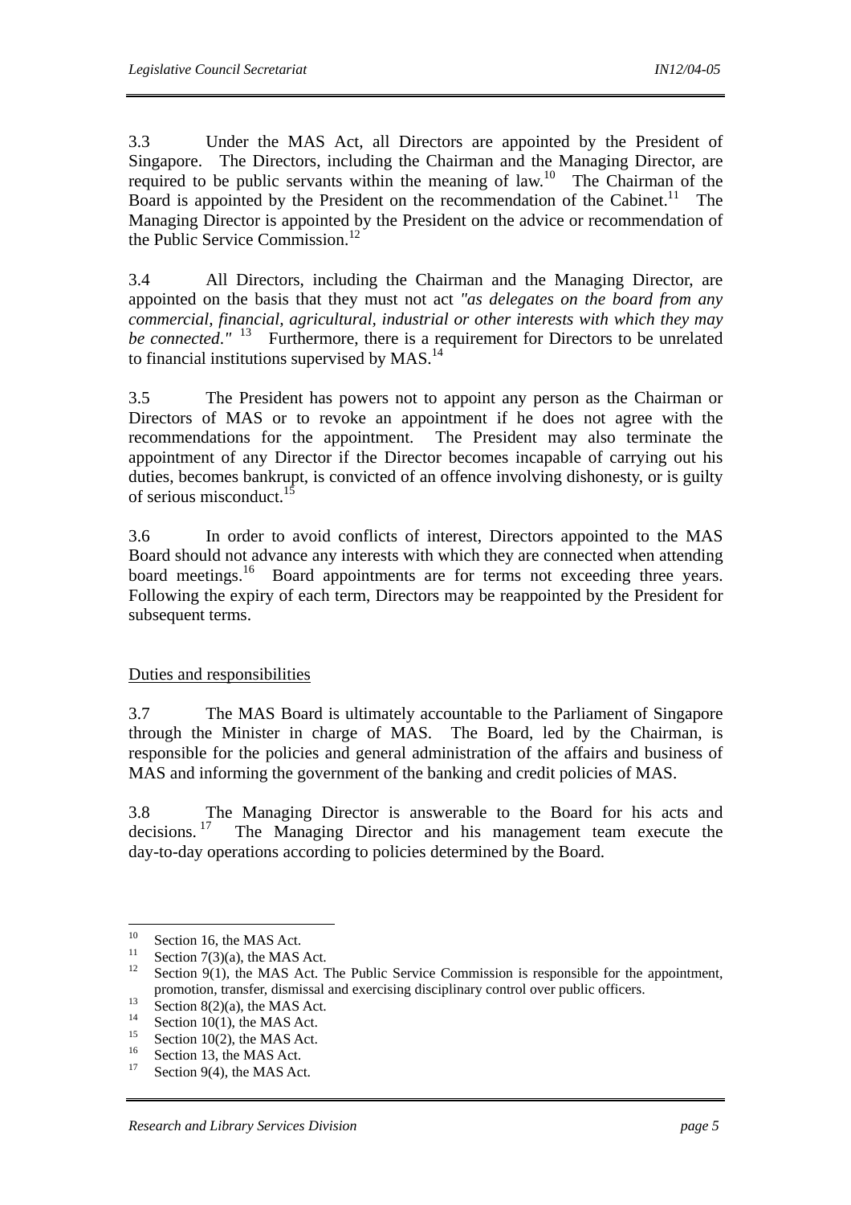3.3 Under the MAS Act, all Directors are appointed by the President of Singapore. The Directors, including the Chairman and the Managing Director, are required to be public servants within the meaning of law.[10] The Chairman of the Board is appointed by the President on the recommendation of the Cabinet.[11] The Managing Director is appointed by the President on the advice or recommendation of the Public Service Commission.[12]

3.4 All Directors, including the Chairman and the Managing Director, are appointed on the basis that they must not act *"as delegates on the board from any commercial, financial, agricultural, industrial or other interests with which they may be connected."* [13] Furthermore, there is a requirement for Directors to be unrelated to financial institutions supervised by MAS.[14]

3.5 The President has powers not to appoint any person as the Chairman or Directors of MAS or to revoke an appointment if he does not agree with the recommendations for the appointment. The President may also terminate the appointment of any Director if the Director becomes incapable of carrying out his duties, becomes bankrupt, is convicted of an offence involving dishonesty, or is guilty of serious misconduct.[15]

3.6 In order to avoid conflicts of interest, Directors appointed to the MAS Board should not advance any interests with which they are connected when attending board meetings.[16] Board appointments are for terms not exceeding three years. Following the expiry of each term, Directors may be reappointed by the President for subsequent terms.

## Duties and responsibilities

3.7 The MAS Board is ultimately accountable to the Parliament of Singapore through the Minister in charge of MAS. The Board, led by the Chairman, is responsible for the policies and general administration of the affairs and business of MAS and informing the government of the banking and credit policies of MAS.

3.8 The Managing Director is answerable to the Board for his acts and decisions.[17] The Managing Director and his management team execute the day-to-day operations according to policies determined by the Board.

---

[10] Section 16, the MAS Act.
[11] Section 7(3)(a), the MAS Act.
[12] Section 9(1), the MAS Act. The Public Service Commission is responsible for the appointment, promotion, transfer, dismissal and exercising disciplinary control over public officers.
[13] Section 8(2)(a), the MAS Act.
[14] Section 10(1), the MAS Act.
[15] Section 10(2), the MAS Act.
[16] Section 13, the MAS Act.
[17] Section 9(4), the MAS Act.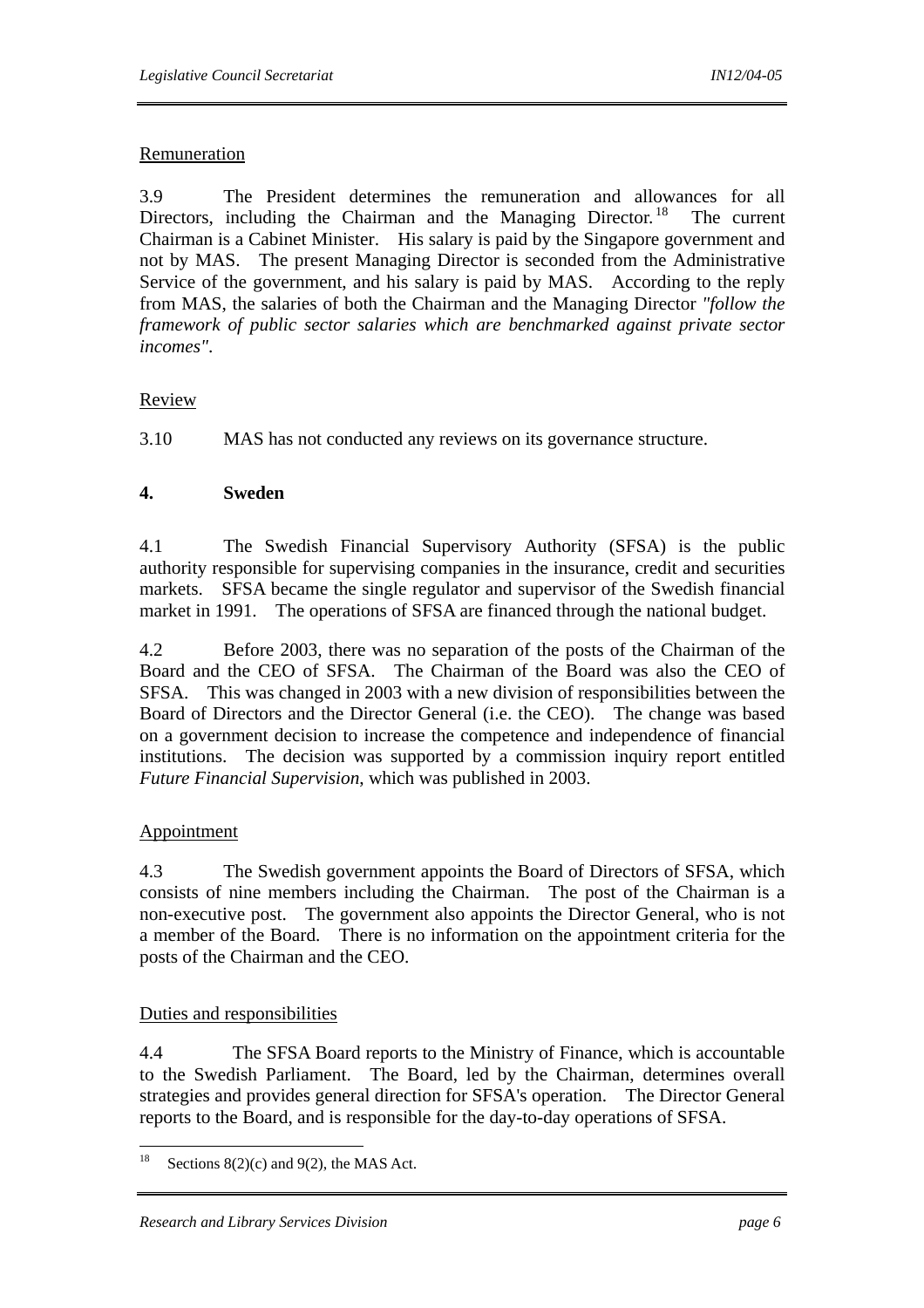Remuneration

3.9 The President determines the remuneration and allowances for all Directors, including the Chairman and the Managing Director.[18] The current Chairman is a Cabinet Minister. His salary is paid by the Singapore government and not by MAS. The present Managing Director is seconded from the Administrative Service of the government, and his salary is paid by MAS. According to the reply from MAS, the salaries of both the Chairman and the Managing Director *"follow the framework of public sector salaries which are benchmarked against private sector incomes"*.

Review

3.10 MAS has not conducted any reviews on its governance structure.

## 4. Sweden

4.1 The Swedish Financial Supervisory Authority (SFSA) is the public authority responsible for supervising companies in the insurance, credit and securities markets. SFSA became the single regulator and supervisor of the Swedish financial market in 1991. The operations of SFSA are financed through the national budget.

4.2 Before 2003, there was no separation of the posts of the Chairman of the Board and the CEO of SFSA. The Chairman of the Board was also the CEO of SFSA. This was changed in 2003 with a new division of responsibilities between the Board of Directors and the Director General (i.e. the CEO). The change was based on a government decision to increase the competence and independence of financial institutions. The decision was supported by a commission inquiry report entitled *Future Financial Supervision*, which was published in 2003.

Appointment

4.3 The Swedish government appoints the Board of Directors of SFSA, which consists of nine members including the Chairman. The post of the Chairman is a non-executive post. The government also appoints the Director General, who is not a member of the Board. There is no information on the appointment criteria for the posts of the Chairman and the CEO.

Duties and responsibilities

4.4 The SFSA Board reports to the Ministry of Finance, which is accountable to the Swedish Parliament. The Board, led by the Chairman, determines overall strategies and provides general direction for SFSA's operation. The Director General reports to the Board, and is responsible for the day-to-day operations of SFSA.

---

[18] Sections 8(2)(c) and 9(2), the MAS Act.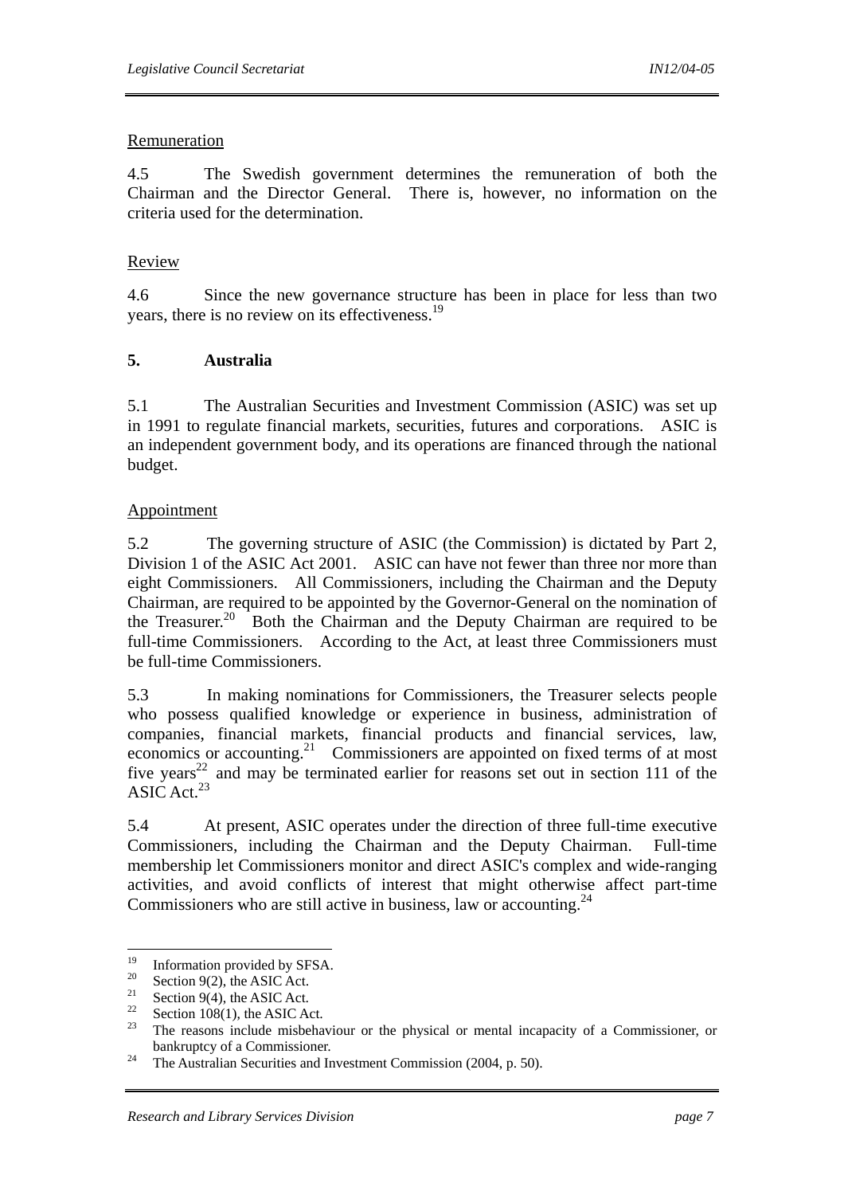Remuneration

4.5 The Swedish government determines the remuneration of both the Chairman and the Director General. There is, however, no information on the criteria used for the determination.

Review

4.6 Since the new governance structure has been in place for less than two years, there is no review on its effectiveness.[19]

## 5. Australia

5.1 The Australian Securities and Investment Commission (ASIC) was set up in 1991 to regulate financial markets, securities, futures and corporations. ASIC is an independent government body, and its operations are financed through the national budget.

Appointment

5.2 The governing structure of ASIC (the Commission) is dictated by Part 2, Division 1 of the ASIC Act 2001. ASIC can have not fewer than three nor more than eight Commissioners. All Commissioners, including the Chairman and the Deputy Chairman, are required to be appointed by the Governor-General on the nomination of the Treasurer.[20] Both the Chairman and the Deputy Chairman are required to be full-time Commissioners. According to the Act, at least three Commissioners must be full-time Commissioners.

5.3 In making nominations for Commissioners, the Treasurer selects people who possess qualified knowledge or experience in business, administration of companies, financial markets, financial products and financial services, law, economics or accounting.[21] Commissioners are appointed on fixed terms of at most five years[22] and may be terminated earlier for reasons set out in section 111 of the ASIC Act.[23]

5.4 At present, ASIC operates under the direction of three full-time executive Commissioners, including the Chairman and the Deputy Chairman. Full-time membership let Commissioners monitor and direct ASIC's complex and wide-ranging activities, and avoid conflicts of interest that might otherwise affect part-time Commissioners who are still active in business, law or accounting.[24]

---

[19] Information provided by SFSA.

[20] Section 9(2), the ASIC Act.

[21] Section 9(4), the ASIC Act.

[22] Section 108(1), the ASIC Act.

[23] The reasons include misbehaviour or the physical or mental incapacity of a Commissioner, or bankruptcy of a Commissioner.

[24] The Australian Securities and Investment Commission (2004, p. 50).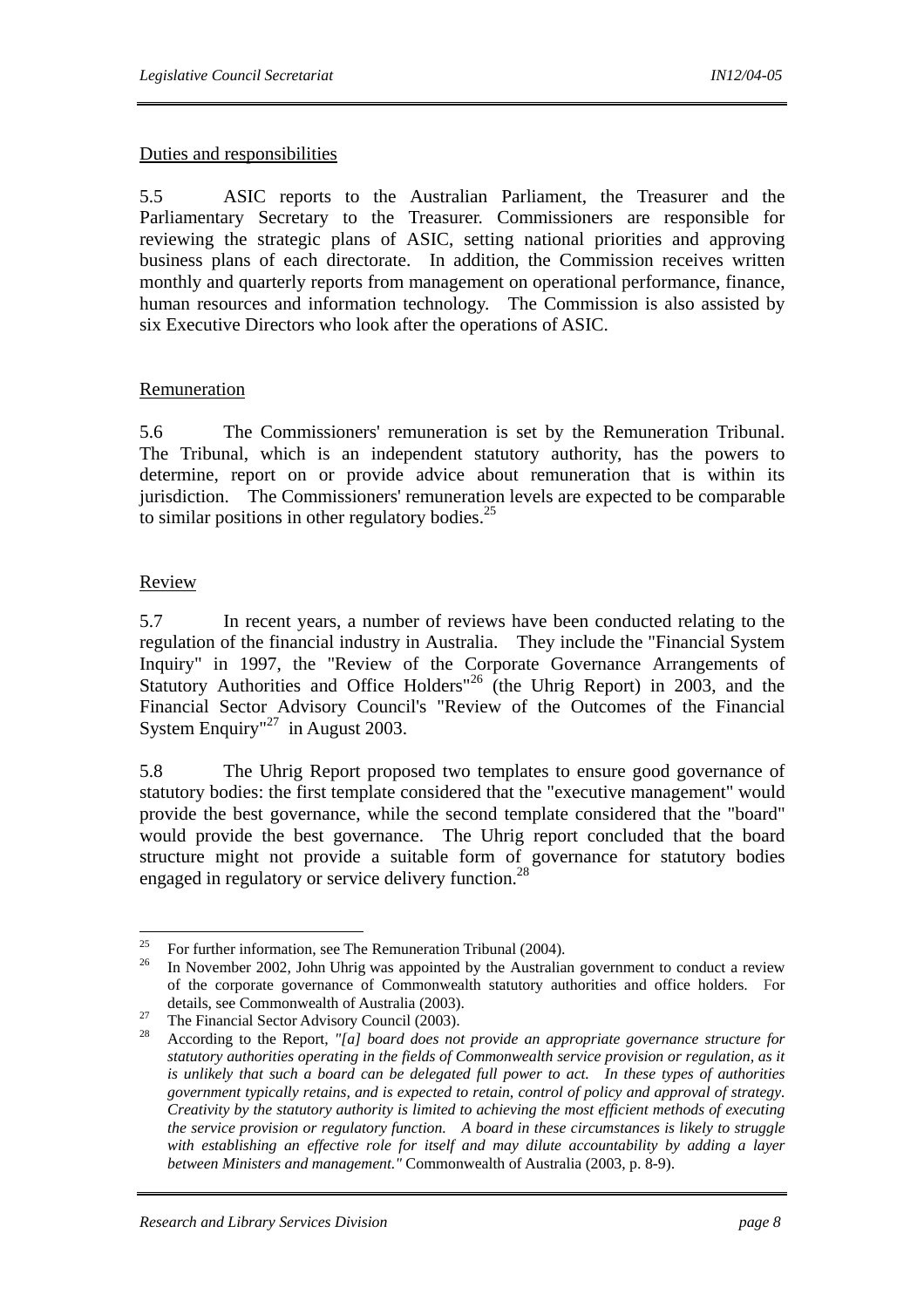Duties and responsibilities

5.5 ASIC reports to the Australian Parliament, the Treasurer and the Parliamentary Secretary to the Treasurer. Commissioners are responsible for reviewing the strategic plans of ASIC, setting national priorities and approving business plans of each directorate. In addition, the Commission receives written monthly and quarterly reports from management on operational performance, finance, human resources and information technology. The Commission is also assisted by six Executive Directors who look after the operations of ASIC.

Remuneration

5.6 The Commissioners' remuneration is set by the Remuneration Tribunal. The Tribunal, which is an independent statutory authority, has the powers to determine, report on or provide advice about remuneration that is within its jurisdiction. The Commissioners' remuneration levels are expected to be comparable to similar positions in other regulatory bodies.[25]

Review

5.7 In recent years, a number of reviews have been conducted relating to the regulation of the financial industry in Australia. They include the "Financial System Inquiry" in 1997, the "Review of the Corporate Governance Arrangements of Statutory Authorities and Office Holders"[26] (the Uhrig Report) in 2003, and the Financial Sector Advisory Council's "Review of the Outcomes of the Financial System Enquiry"[27] in August 2003.

5.8 The Uhrig Report proposed two templates to ensure good governance of statutory bodies: the first template considered that the "executive management" would provide the best governance, while the second template considered that the "board" would provide the best governance. The Uhrig report concluded that the board structure might not provide a suitable form of governance for statutory bodies engaged in regulatory or service delivery function.[28]

---

[25] For further information, see The Remuneration Tribunal (2004).

[26] In November 2002, John Uhrig was appointed by the Australian government to conduct a review of the corporate governance of Commonwealth statutory authorities and office holders. For details, see Commonwealth of Australia (2003).

[27] The Financial Sector Advisory Council (2003).

[28] According to the Report, *"[a] board does not provide an appropriate governance structure for statutory authorities operating in the fields of Commonwealth service provision or regulation, as it is unlikely that such a board can be delegated full power to act. In these types of authorities government typically retains, and is expected to retain, control of policy and approval of strategy. Creativity by the statutory authority is limited to achieving the most efficient methods of executing the service provision or regulatory function. A board in these circumstances is likely to struggle with establishing an effective role for itself and may dilute accountability by adding a layer between Ministers and management."* Commonwealth of Australia (2003, p. 8-9).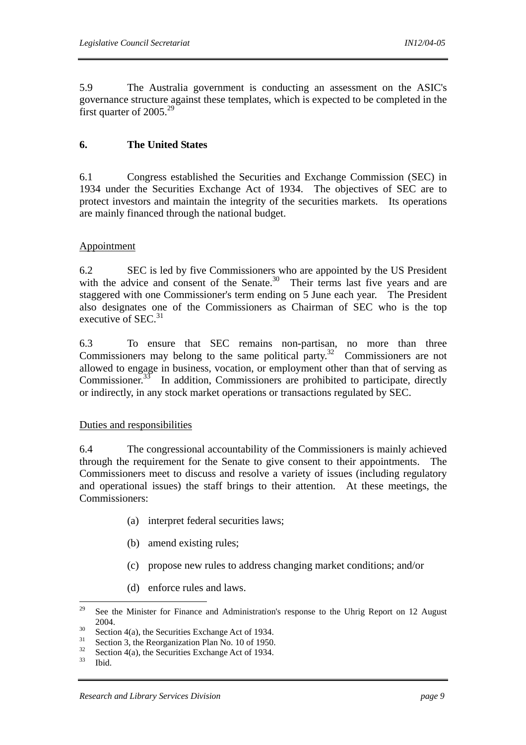5.9 The Australia government is conducting an assessment on the ASIC's governance structure against these templates, which is expected to be completed in the first quarter of 2005.[29]

## 6. The United States

6.1 Congress established the Securities and Exchange Commission (SEC) in 1934 under the Securities Exchange Act of 1934. The objectives of SEC are to protect investors and maintain the integrity of the securities markets. Its operations are mainly financed through the national budget.

### Appointment

6.2 SEC is led by five Commissioners who are appointed by the US President with the advice and consent of the Senate.[30] Their terms last five years and are staggered with one Commissioner's term ending on 5 June each year. The President also designates one of the Commissioners as Chairman of SEC who is the top executive of SEC.[31]

6.3 To ensure that SEC remains non-partisan, no more than three Commissioners may belong to the same political party.[32] Commissioners are not allowed to engage in business, vocation, or employment other than that of serving as Commissioner.[33] In addition, Commissioners are prohibited to participate, directly or indirectly, in any stock market operations or transactions regulated by SEC.

### Duties and responsibilities

6.4 The congressional accountability of the Commissioners is mainly achieved through the requirement for the Senate to give consent to their appointments. The Commissioners meet to discuss and resolve a variety of issues (including regulatory and operational issues) the staff brings to their attention. At these meetings, the Commissioners:

(a) interpret federal securities laws;

(b) amend existing rules;

(c) propose new rules to address changing market conditions; and/or

(d) enforce rules and laws.

---

[29] See the Minister for Finance and Administration's response to the Uhrig Report on 12 August 2004.

[30] Section 4(a), the Securities Exchange Act of 1934.

[31] Section 3, the Reorganization Plan No. 10 of 1950.

[32] Section 4(a), the Securities Exchange Act of 1934.

[33] Ibid.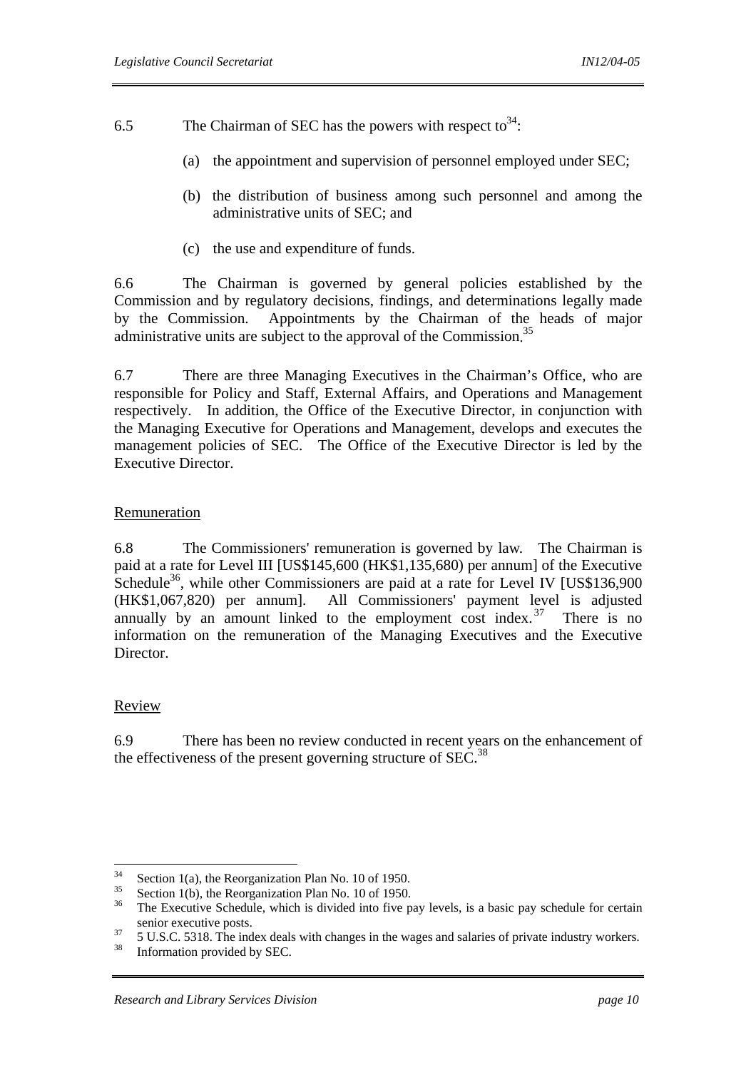6.5 The Chairman of SEC has the powers with respect to[34]:

(a) the appointment and supervision of personnel employed under SEC;

(b) the distribution of business among such personnel and among the administrative units of SEC; and

(c) the use and expenditure of funds.

6.6 The Chairman is governed by general policies established by the Commission and by regulatory decisions, findings, and determinations legally made by the Commission. Appointments by the Chairman of the heads of major administrative units are subject to the approval of the Commission.[35]

6.7 There are three Managing Executives in the Chairman's Office, who are responsible for Policy and Staff, External Affairs, and Operations and Management respectively. In addition, the Office of the Executive Director, in conjunction with the Managing Executive for Operations and Management, develops and executes the management policies of SEC. The Office of the Executive Director is led by the Executive Director.

<u>Remuneration</u>

6.8 The Commissioners' remuneration is governed by law. The Chairman is paid at a rate for Level III [US$145,600 (HK$1,135,680) per annum] of the Executive Schedule[36], while other Commissioners are paid at a rate for Level IV [US$136,900 (HK$1,067,820) per annum]. All Commissioners' payment level is adjusted annually by an amount linked to the employment cost index.[37] There is no information on the remuneration of the Managing Executives and the Executive Director.

<u>Review</u>

6.9 There has been no review conducted in recent years on the enhancement of the effectiveness of the present governing structure of SEC.[38]

---

[34] Section 1(a), the Reorganization Plan No. 10 of 1950.
[35] Section 1(b), the Reorganization Plan No. 10 of 1950.
[36] The Executive Schedule, which is divided into five pay levels, is a basic pay schedule for certain senior executive posts.
[37] 5 U.S.C. 5318. The index deals with changes in the wages and salaries of private industry workers.
[38] Information provided by SEC.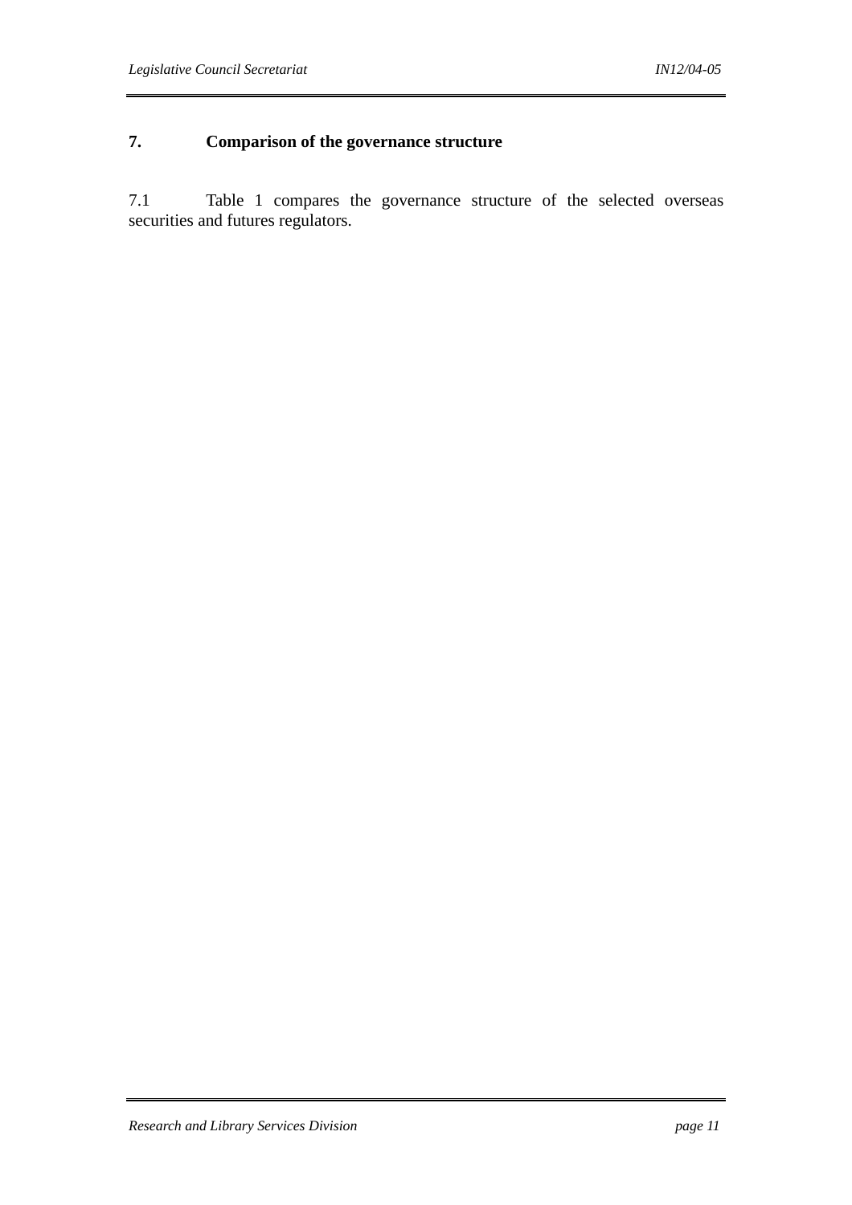## 7. Comparison of the governance structure

7.1 Table 1 compares the governance structure of the selected overseas securities and futures regulators.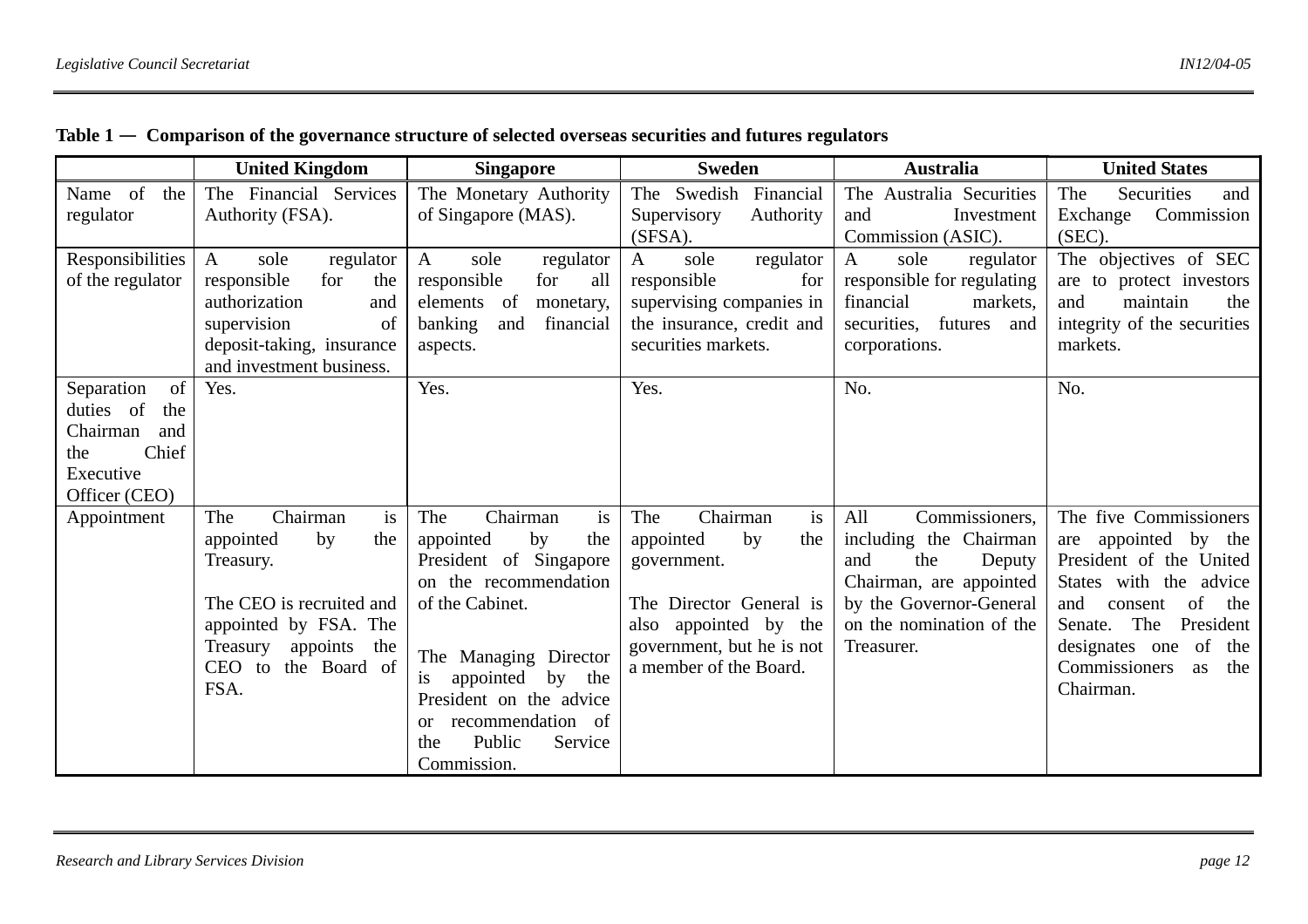**Table 1 — Comparison of the governance structure of selected overseas securities and futures regulators**

| | United Kingdom | Singapore | Sweden | Australia | United States |
|---|---|---|---|---|---|
| Name of the regulator | The Financial Services Authority (FSA). | The Monetary Authority of Singapore (MAS). | The Swedish Financial Supervisory Authority (SFSA). | The Australia Securities and Investment Commission (ASIC). | The Securities and Exchange Commission (SEC). |
| Responsibilities of the regulator | A sole regulator responsible for the authorization and supervision of deposit-taking, insurance and investment business. | A sole regulator responsible for all elements of monetary, banking and financial aspects. | A sole regulator responsible for supervising companies in the insurance, credit and securities markets. | A sole regulator responsible for regulating financial markets, securities, futures and corporations. | The objectives of SEC are to protect investors and maintain the integrity of the securities markets. |
| Separation of duties of the Chairman and the Chief Executive Officer (CEO) | Yes. | Yes. | Yes. | No. | No. |
| Appointment | The Chairman is appointed by the Treasury.<br><br>The CEO is recruited and appointed by FSA. The Treasury appoints the CEO to the Board of FSA. | The Chairman is appointed by the President of Singapore on the recommendation of the Cabinet.<br><br>The Managing Director is appointed by the President on the advice or recommendation of the Public Service Commission. | The Chairman is appointed by the government.<br><br>The Director General is also appointed by the government, but he is not a member of the Board. | All Commissioners, including the Chairman and the Deputy Chairman, are appointed by the Governor-General on the nomination of the Treasurer. | The five Commissioners are appointed by the President of the United States with the advice and consent of the Senate. The President designates one of the Commissioners as the Chairman. |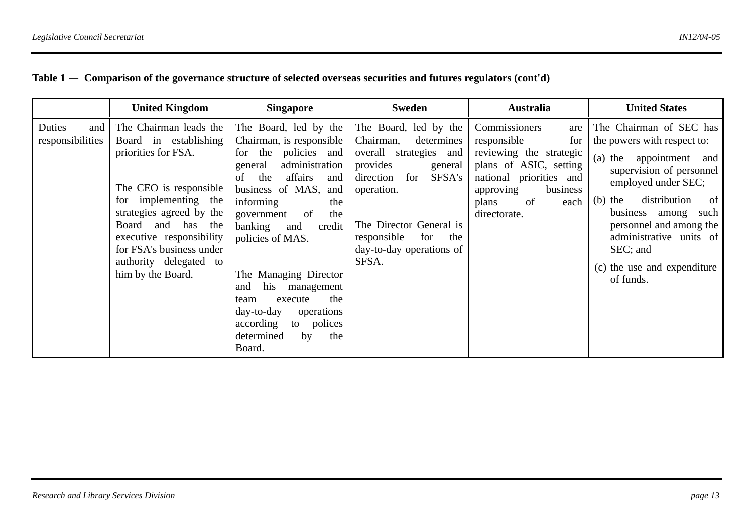**Table 1 — Comparison of the governance structure of selected overseas securities and futures regulators (cont'd)**

| | United Kingdom | Singapore | Sweden | Australia | United States |
|---|---|---|---|---|---|
| Duties and responsibilities | The Chairman leads the Board in establishing priorities for FSA.<br><br>The CEO is responsible for implementing the strategies agreed by the Board and has the executive responsibility for FSA's business under authority delegated to him by the Board. | The Board, led by the Chairman, is responsible for the policies and general administration of the affairs and business of MAS, and informing the government of the banking and credit policies of MAS.<br><br>The Managing Director and his management team execute the day-to-day operations according to polices determined by the Board. | The Board, led by the Chairman, determines overall strategies and provides general direction for SFSA's operation.<br><br>The Director General is responsible for the day-to-day operations of SFSA. | Commissioners are responsible for reviewing the strategic plans of ASIC, setting national priorities and approving business plans of each directorate. | The Chairman of SEC has the powers with respect to:<br>(a) the appointment and supervision of personnel employed under SEC;<br>(b) the distribution of business among such personnel and among the administrative units of SEC; and<br>(c) the use and expenditure of funds. |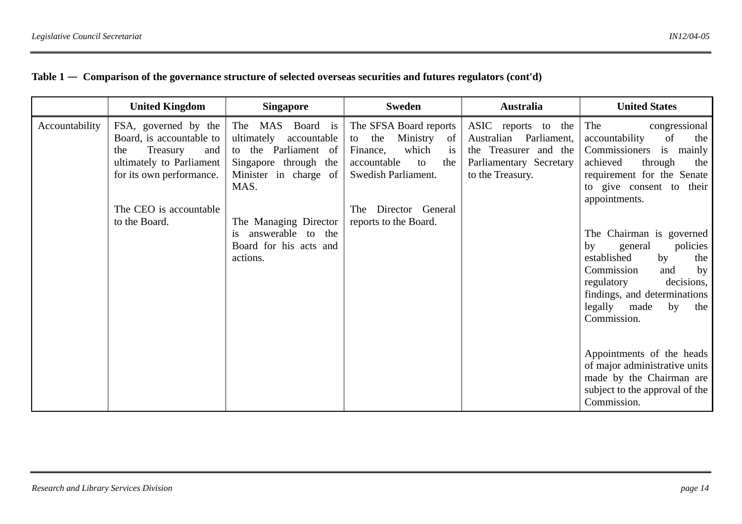**Table 1 — Comparison of the governance structure of selected overseas securities and futures regulators (cont'd)**

| | United Kingdom | Singapore | Sweden | Australia | United States |
|---|---|---|---|---|---|
| Accountability | FSA, governed by the Board, is accountable to the Treasury and ultimately to Parliament for its own performance.<br><br>The CEO is accountable to the Board. | The MAS Board is ultimately accountable to the Parliament of Singapore through the Minister in charge of MAS.<br><br>The Managing Director is answerable to the Board for his acts and actions. | The SFSA Board reports to the Ministry of Finance, which is accountable to the Swedish Parliament.<br><br>The Director General reports to the Board. | ASIC reports to the Australian Parliament, the Treasurer and the Parliamentary Secretary to the Treasury. | The congressional accountability of the Commissioners is mainly achieved through the requirement for the Senate to give consent to their appointments.<br><br>The Chairman is governed by general policies established by the Commission and by regulatory decisions, findings, and determinations legally made by the Commission.<br><br>Appointments of the heads of major administrative units made by the Chairman are subject to the approval of the Commission. |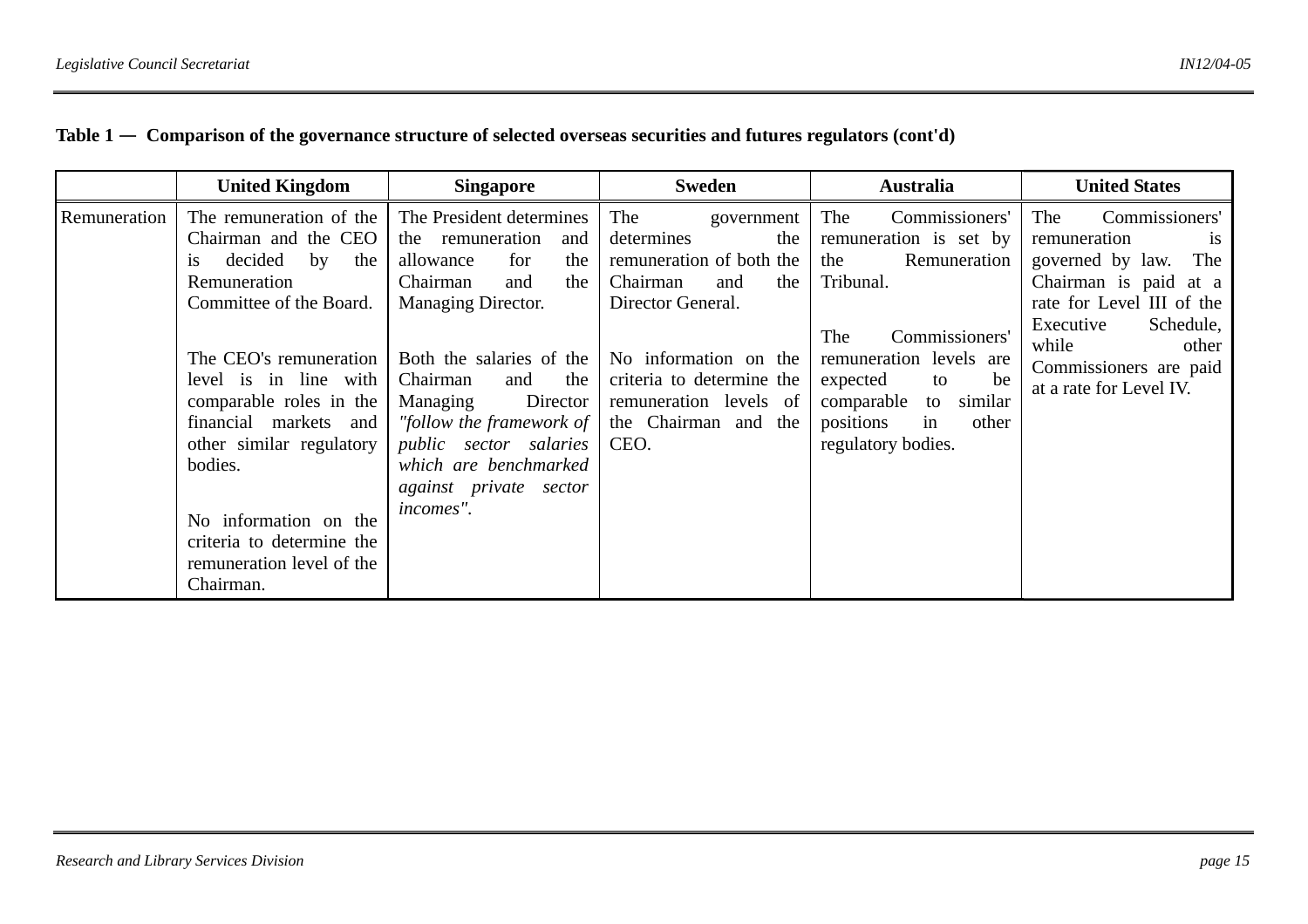**Table 1 — Comparison of the governance structure of selected overseas securities and futures regulators (cont'd)**

| | United Kingdom | Singapore | Sweden | Australia | United States |
|---|---|---|---|---|---|
| Remuneration | The remuneration of the Chairman and the CEO is decided by the Remuneration Committee of the Board.<br><br>The CEO's remuneration level is in line with comparable roles in the financial markets and other similar regulatory bodies.<br><br>No information on the criteria to determine the remuneration level of the Chairman. | The President determines the remuneration and allowance for the Chairman and the Managing Director.<br><br>Both the salaries of the Chairman and the Managing Director *"follow the framework of public sector salaries which are benchmarked against private sector incomes"*. | The government determines the remuneration of both the Chairman and the Director General.<br><br>No information on the criteria to determine the remuneration levels of the Chairman and the CEO. | The Commissioners' remuneration is set by the Remuneration Tribunal.<br><br>The Commissioners' remuneration levels are expected to be comparable to similar positions in other regulatory bodies. | The Commissioners' remuneration is governed by law. The Chairman is paid at a rate for Level III of the Executive Schedule, while other Commissioners are paid at a rate for Level IV. |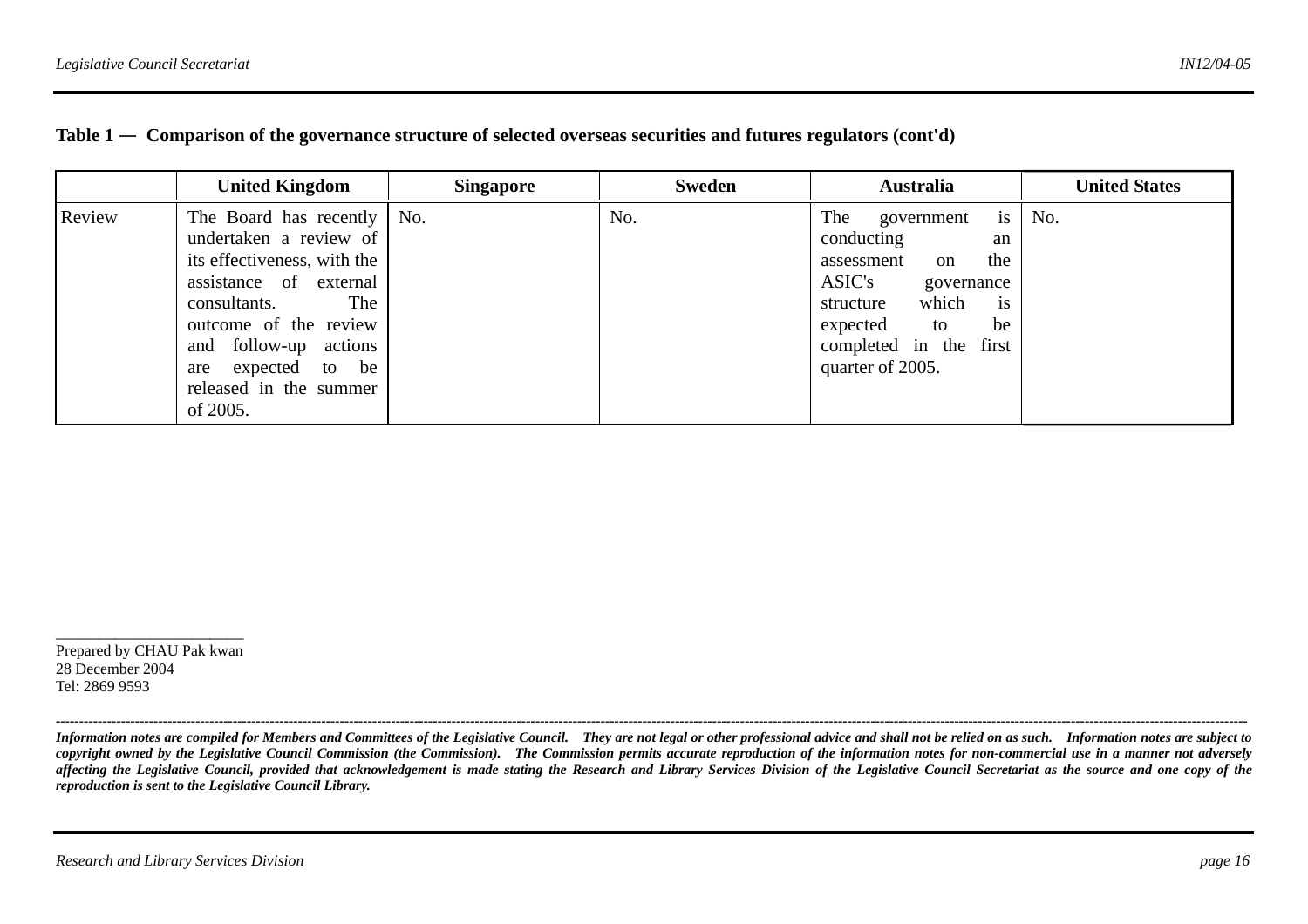**Table 1 — Comparison of the governance structure of selected overseas securities and futures regulators (cont'd)**

| | United Kingdom | Singapore | Sweden | Australia | United States |
|---|---|---|---|---|---|
| Review | The Board has recently undertaken a review of its effectiveness, with the assistance of external consultants. The outcome of the review and follow-up actions are expected to be released in the summer of 2005. | No. | No. | The government is conducting an assessment on the ASIC's governance structure which is expected to be completed in the first quarter of 2005. | No. |

Prepared by CHAU Pak kwan
28 December 2004
Tel: 2869 9593

---

***Information notes are compiled for Members and Committees of the Legislative Council. They are not legal or other professional advice and shall not be relied on as such. Information notes are subject to copyright owned by the Legislative Council Commission (the Commission). The Commission permits accurate reproduction of the information notes for non-commercial use in a manner not adversely affecting the Legislative Council, provided that acknowledgement is made stating the Research and Library Services Division of the Legislative Council Secretariat as the source and one copy of the reproduction is sent to the Legislative Council Library.***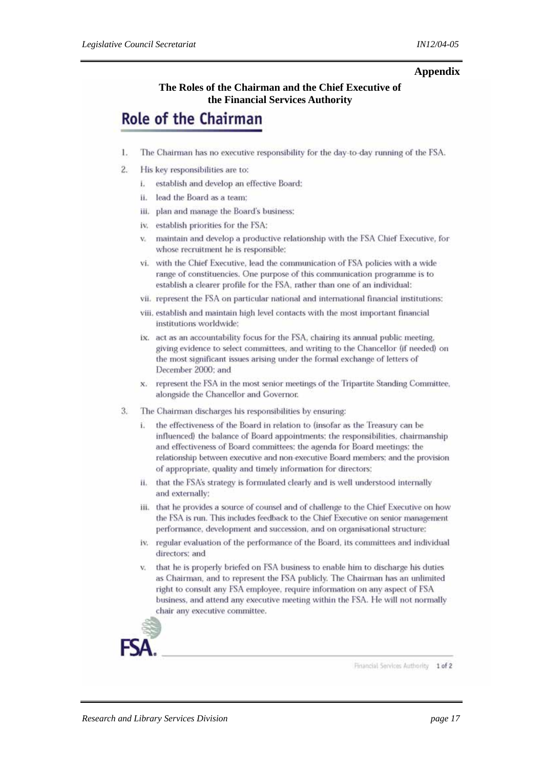**Appendix**

**The Roles of the Chairman and the Chief Executive of the Financial Services Authority**

# Role of the Chairman

1. The Chairman has no executive responsibility for the day-to-day running of the FSA.
2. His key responsibilities are to:
   i. establish and develop an effective Board;
   ii. lead the Board as a team;
   iii. plan and manage the Board's business;
   iv. establish priorities for the FSA;
   v. maintain and develop a productive relationship with the FSA Chief Executive, for whose recruitment he is responsible;
   vi. with the Chief Executive, lead the communication of FSA policies with a wide range of constituencies. One purpose of this communication programme is to establish a clearer profile for the FSA, rather than one of an individual;
   vii. represent the FSA on particular national and international financial institutions;
   viii. establish and maintain high level contacts with the most important financial institutions worldwide;
   ix. act as an accountability focus for the FSA, chairing its annual public meeting, giving evidence to select committees, and writing to the Chancellor (if needed) on the most significant issues arising under the formal exchange of letters of December 2000; and
   x. represent the FSA in the most senior meetings of the Tripartite Standing Committee, alongside the Chancellor and Governor.
3. The Chairman discharges his responsibilities by ensuring:
   i. the effectiveness of the Board in relation to (insofar as the Treasury can be influenced) the balance of Board appointments; the responsibilities, chairmanship and effectiveness of Board committees; the agenda for Board meetings; the relationship between executive and non-executive Board members; and the provision of appropriate, quality and timely information for directors;
   ii. that the FSA's strategy is formulated clearly and is well understood internally and externally;
   iii. that he provides a source of counsel and of challenge to the Chief Executive on how the FSA is run. This includes feedback to the Chief Executive on senior management performance, development and succession, and on organisational structure;
   iv. regular evaluation of the performance of the Board, its committees and individual directors; and
   v. that he is properly briefed on FSA business to enable him to discharge his duties as Chairman, and to represent the FSA publicly. The Chairman has an unlimited right to consult any FSA employee, require information on any aspect of FSA business, and attend any executive meeting within the FSA. He will not normally chair any executive committee.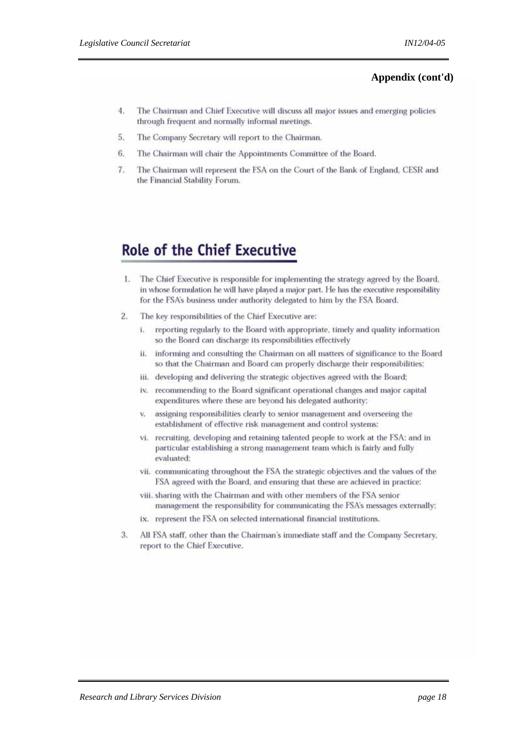**Appendix (cont'd)**

4. The Chairman and Chief Executive will discuss all major issues and emerging policies through frequent and normally informal meetings.

5. The Company Secretary will report to the Chairman.

6. The Chairman will chair the Appointments Committee of the Board.

7. The Chairman will represent the FSA on the Court of the Bank of England, CESR and the Financial Stability Forum.

## Role of the Chief Executive

1. The Chief Executive is responsible for implementing the strategy agreed by the Board, in whose formulation he will have played a major part. He has the executive responsibility for the FSA's business under authority delegated to him by the FSA Board.

2. The key responsibilities of the Chief Executive are:
   - i. reporting regularly to the Board with appropriate, timely and quality information so the Board can discharge its responsibilities effectively
   - ii. informing and consulting the Chairman on all matters of significance to the Board so that the Chairman and Board can properly discharge their responsibilities;
   - iii. developing and delivering the strategic objectives agreed with the Board;
   - iv. recommending to the Board significant operational changes and major capital expenditures where these are beyond his delegated authority;
   - v. assigning responsibilities clearly to senior management and overseeing the establishment of effective risk management and control systems;
   - vi. recruiting, developing and retaining talented people to work at the FSA; and in particular establishing a strong management team which is fairly and fully evaluated;
   - vii. communicating throughout the FSA the strategic objectives and the values of the FSA agreed with the Board, and ensuring that these are achieved in practice;
   - viii. sharing with the Chairman and with other members of the FSA senior management the responsibility for communicating the FSA's messages externally;
   - ix. represent the FSA on selected international financial institutions.

3. All FSA staff, other than the Chairman's immediate staff and the Company Secretary, report to the Chief Executive.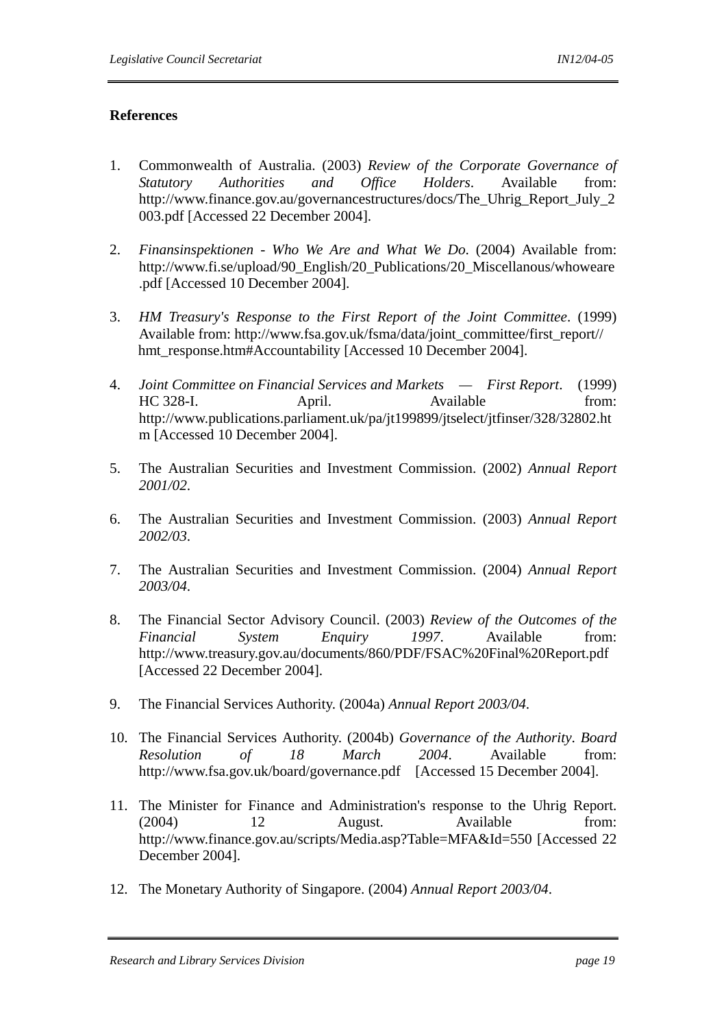## References

1. Commonwealth of Australia. (2003) *Review of the Corporate Governance of Statutory Authorities and Office Holders*. Available from: http://www.finance.gov.au/governancestructures/docs/The_Uhrig_Report_July_2003.pdf [Accessed 22 December 2004].

2. *Finansinspektionen - Who We Are and What We Do*. (2004) Available from: http://www.fi.se/upload/90_English/20_Publications/20_Miscellanous/whoweare.pdf [Accessed 10 December 2004].

3. *HM Treasury's Response to the First Report of the Joint Committee*. (1999) Available from: http://www.fsa.gov.uk/fsma/data/joint_committee/first_report//hmt_response.htm#Accountability [Accessed 10 December 2004].

4. *Joint Committee on Financial Services and Markets — First Report*. (1999) HC 328-I. April. Available from: http://www.publications.parliament.uk/pa/jt199899/jtselect/jtfinser/328/32802.htm [Accessed 10 December 2004].

5. The Australian Securities and Investment Commission. (2002) *Annual Report 2001/02*.

6. The Australian Securities and Investment Commission. (2003) *Annual Report 2002/03*.

7. The Australian Securities and Investment Commission. (2004) *Annual Report 2003/04*.

8. The Financial Sector Advisory Council. (2003) *Review of the Outcomes of the Financial System Enquiry 1997*. Available from: http://www.treasury.gov.au/documents/860/PDF/FSAC%20Final%20Report.pdf [Accessed 22 December 2004].

9. The Financial Services Authority. (2004a) *Annual Report 2003/04*.

10. The Financial Services Authority. (2004b) *Governance of the Authority*. *Board Resolution of 18 March 2004*. Available from: http://www.fsa.gov.uk/board/governance.pdf [Accessed 15 December 2004].

11. The Minister for Finance and Administration's response to the Uhrig Report. (2004) 12 August. Available from: http://www.finance.gov.au/scripts/Media.asp?Table=MFA&Id=550 [Accessed 22 December 2004].

12. The Monetary Authority of Singapore. (2004) *Annual Report 2003/04*.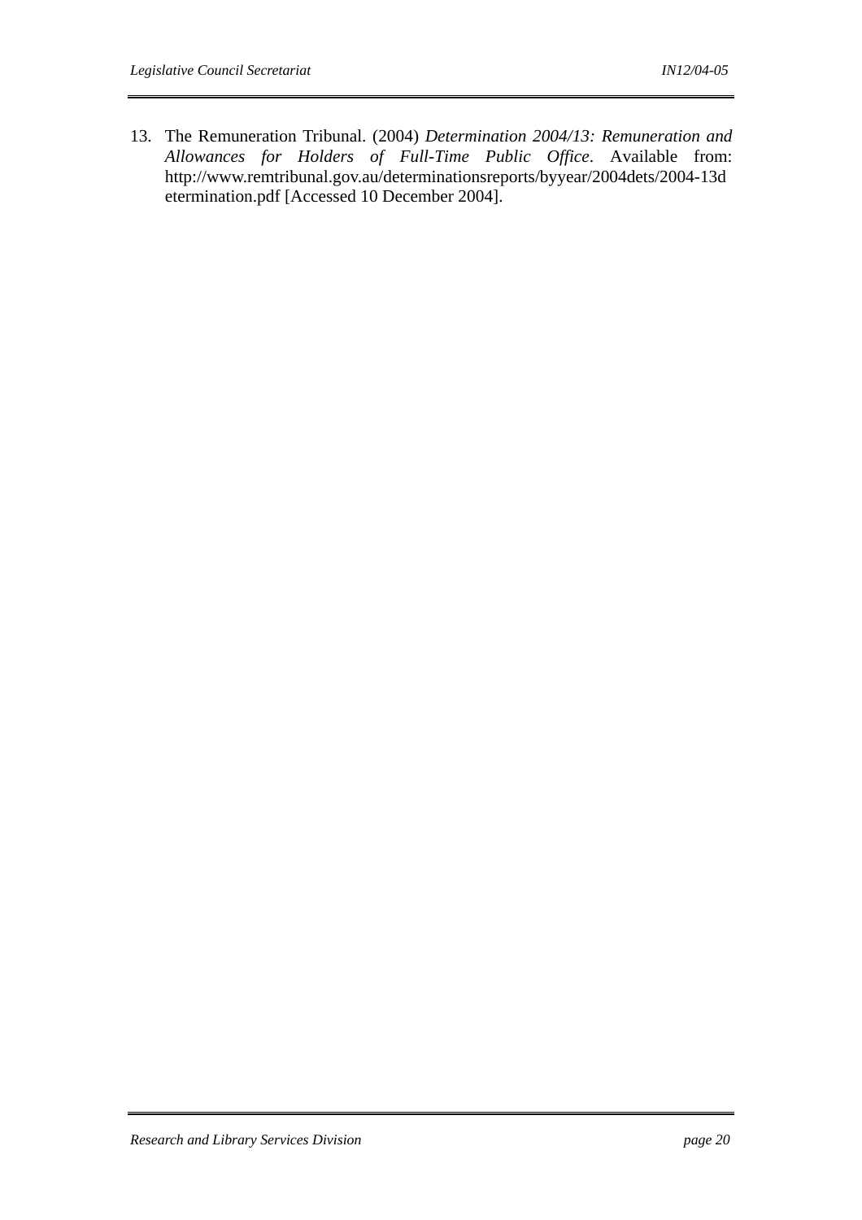13. The Remuneration Tribunal. (2004) *Determination 2004/13: Remuneration and Allowances for Holders of Full-Time Public Office*. Available from: http://www.remtribunal.gov.au/determinationsreports/byyear/2004dets/2004-13determination.pdf [Accessed 10 December 2004].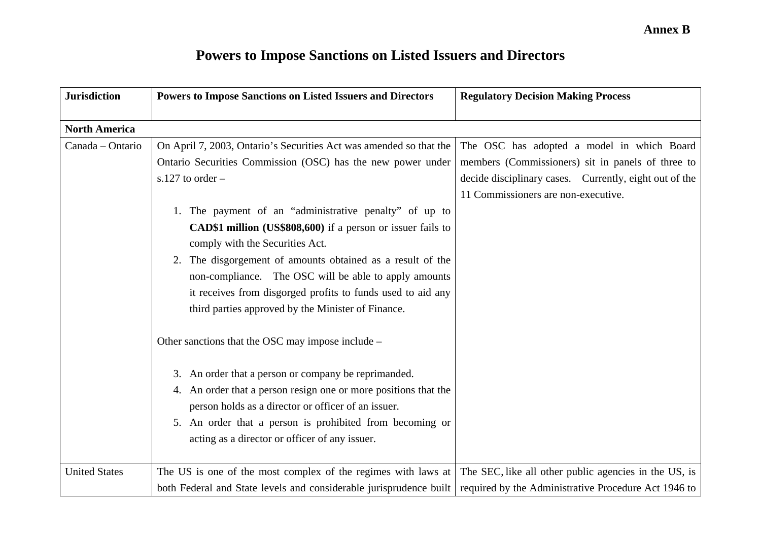**Annex B**

# Powers to Impose Sanctions on Listed Issuers and Directors

| Jurisdiction | Powers to Impose Sanctions on Listed Issuers and Directors | Regulatory Decision Making Process |
|---|---|---|
| **North America** | | |
| Canada – Ontario | On April 7, 2003, Ontario's Securities Act was amended so that the Ontario Securities Commission (OSC) has the new power under s.127 to order – <br><br> 1. The payment of an "administrative penalty" of up to **CAD$1 million (US$808,600)** if a person or issuer fails to comply with the Securities Act. <br> 2. The disgorgement of amounts obtained as a result of the non-compliance. The OSC will be able to apply amounts it receives from disgorged profits to funds used to aid any third parties approved by the Minister of Finance. <br><br> Other sanctions that the OSC may impose include – <br><br> 3. An order that a person or company be reprimanded. <br> 4. An order that a person resign one or more positions that the person holds as a director or officer of an issuer. <br> 5. An order that a person is prohibited from becoming or acting as a director or officer of any issuer. | The OSC has adopted a model in which Board members (Commissioners) sit in panels of three to decide disciplinary cases. Currently, eight out of the 11 Commissioners are non-executive. |
| United States | The US is one of the most complex of the regimes with laws at both Federal and State levels and considerable jurisprudence built | The SEC, like all other public agencies in the US, is required by the Administrative Procedure Act 1946 to |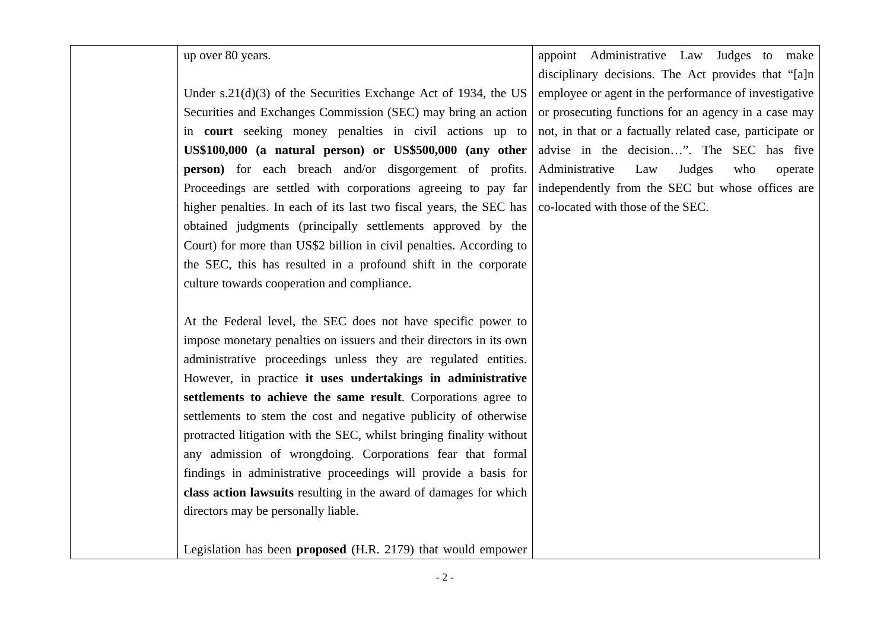| | | |
|---|---|---|
| | up over 80 years.<br><br>Under s.21(d)(3) of the Securities Exchange Act of 1934, the US Securities and Exchanges Commission (SEC) may bring an action in **court** seeking money penalties in civil actions up to **US$100,000 (a natural person) or US$500,000 (any other person)** for each breach and/or disgorgement of profits. Proceedings are settled with corporations agreeing to pay far higher penalties. In each of its last two fiscal years, the SEC has obtained judgments (principally settlements approved by the Court) for more than US$2 billion in civil penalties. According to the SEC, this has resulted in a profound shift in the corporate culture towards cooperation and compliance.<br><br>At the Federal level, the SEC does not have specific power to impose monetary penalties on issuers and their directors in its own administrative proceedings unless they are regulated entities. However, in practice **it uses undertakings in administrative settlements to achieve the same result**. Corporations agree to settlements to stem the cost and negative publicity of otherwise protracted litigation with the SEC, whilst bringing finality without any admission of wrongdoing. Corporations fear that formal findings in administrative proceedings will provide a basis for **class action lawsuits** resulting in the award of damages for which directors may be personally liable.<br><br>Legislation has been **proposed** (H.R. 2179) that would empower | appoint Administrative Law Judges to make disciplinary decisions. The Act provides that "[a]n employee or agent in the performance of investigative or prosecuting functions for an agency in a case may not, in that or a factually related case, participate or advise in the decision…". The SEC has five Administrative Law Judges who operate independently from the SEC but whose offices are co-located with those of the SEC. |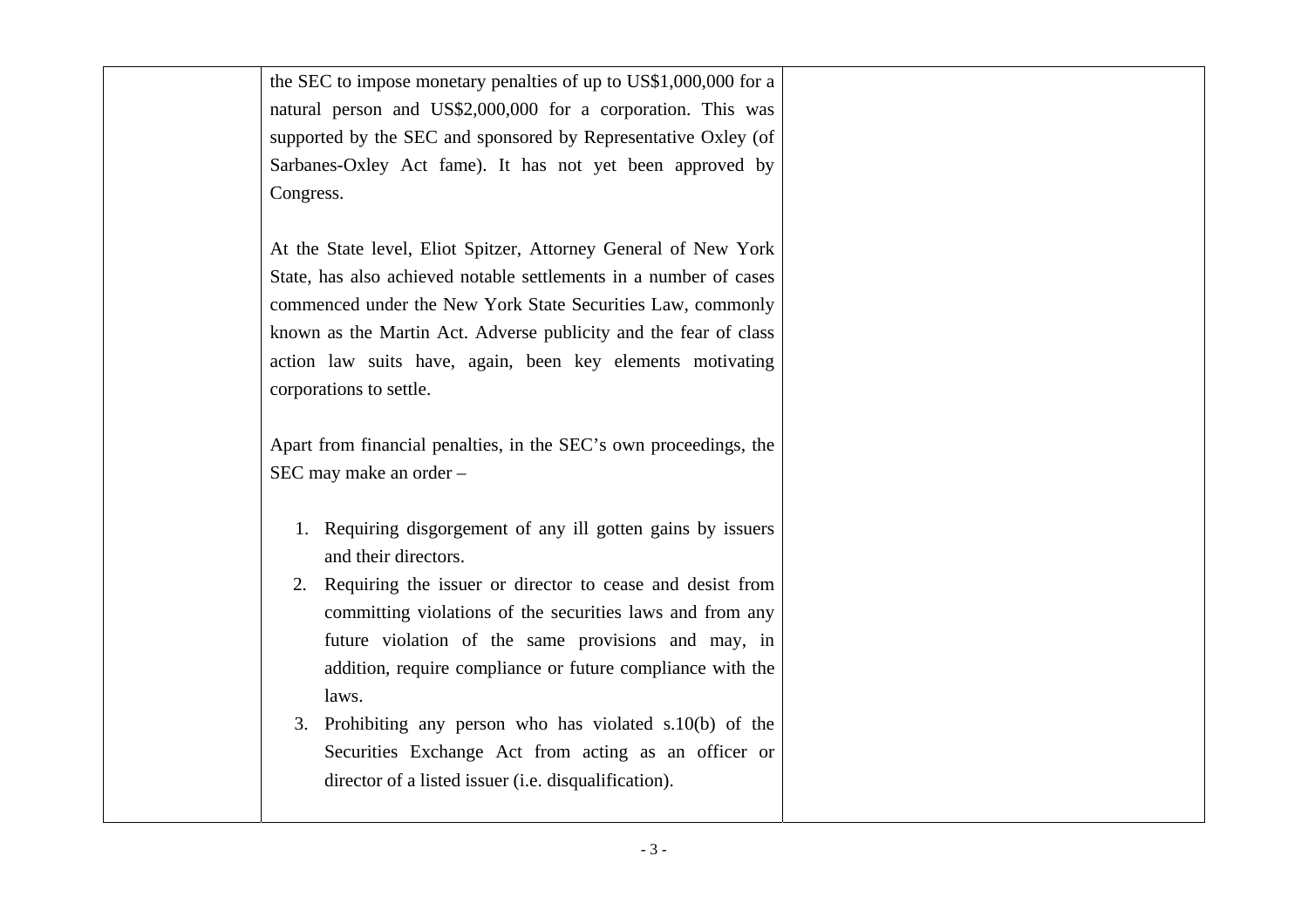| | | |
|---|---|---|
| | the SEC to impose monetary penalties of up to US$1,000,000 for a natural person and US$2,000,000 for a corporation. This was supported by the SEC and sponsored by Representative Oxley (of Sarbanes-Oxley Act fame). It has not yet been approved by Congress.<br><br>At the State level, Eliot Spitzer, Attorney General of New York State, has also achieved notable settlements in a number of cases commenced under the New York State Securities Law, commonly known as the Martin Act. Adverse publicity and the fear of class action law suits have, again, been key elements motivating corporations to settle.<br><br>Apart from financial penalties, in the SEC's own proceedings, the SEC may make an order –<br><br>1. Requiring disgorgement of any ill gotten gains by issuers and their directors.<br>2. Requiring the issuer or director to cease and desist from committing violations of the securities laws and from any future violation of the same provisions and may, in addition, require compliance or future compliance with the laws.<br>3. Prohibiting any person who has violated s.10(b) of the Securities Exchange Act from acting as an officer or director of a listed issuer (i.e. disqualification). | |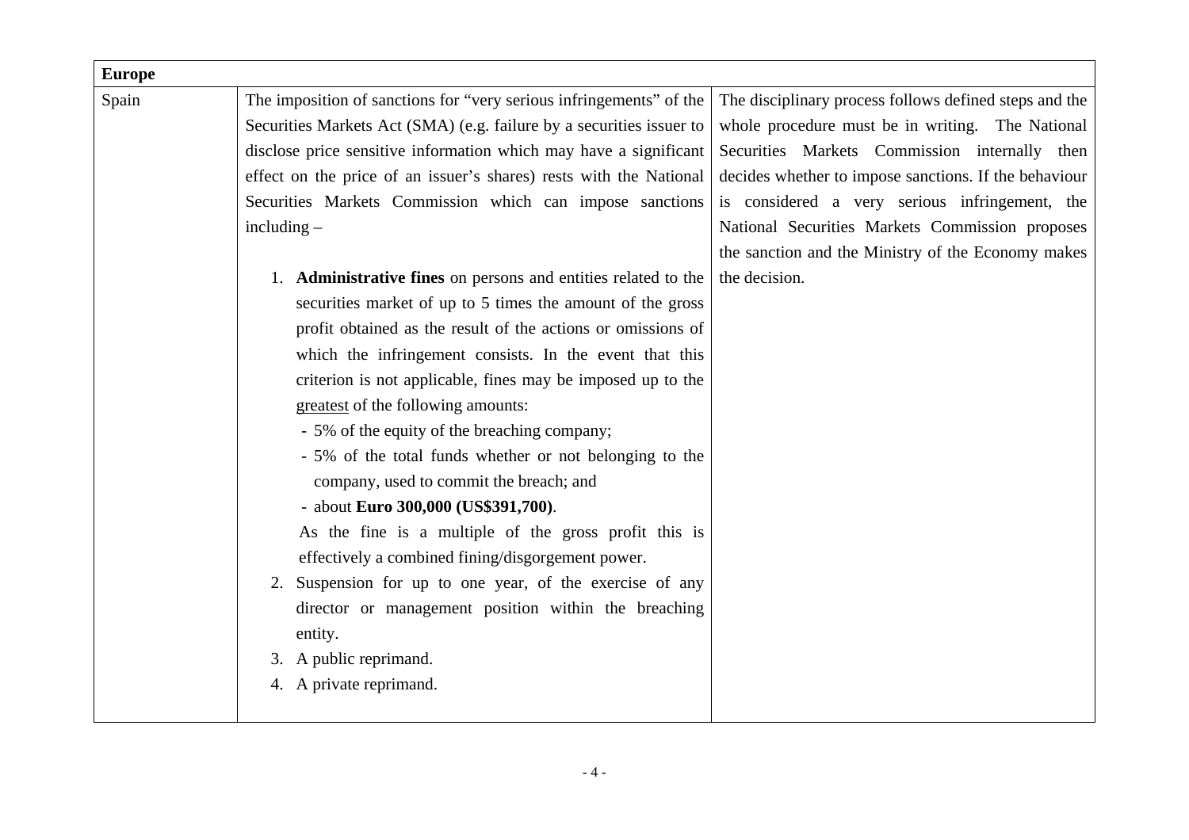| **Europe** | | |
|---|---|---|
| Spain | The imposition of sanctions for "very serious infringements" of the Securities Markets Act (SMA) (e.g. failure by a securities issuer to disclose price sensitive information which may have a significant effect on the price of an issuer's shares) rests with the National Securities Markets Commission which can impose sanctions including –<br><br>1. **Administrative fines** on persons and entities related to the securities market of up to 5 times the amount of the gross profit obtained as the result of the actions or omissions of which the infringement consists. In the event that this criterion is not applicable, fines may be imposed up to the <u>greatest</u> of the following amounts:<br>- 5% of the equity of the breaching company;<br>- 5% of the total funds whether or not belonging to the company, used to commit the breach; and<br>- about **Euro 300,000 (US$391,700)**.<br>As the fine is a multiple of the gross profit this is effectively a combined fining/disgorgement power.<br>2. Suspension for up to one year, of the exercise of any director or management position within the breaching entity.<br>3. A public reprimand.<br>4. A private reprimand. | The disciplinary process follows defined steps and the whole procedure must be in writing. The National Securities Markets Commission internally then decides whether to impose sanctions. If the behaviour is considered a very serious infringement, the National Securities Markets Commission proposes the sanction and the Ministry of the Economy makes the decision. |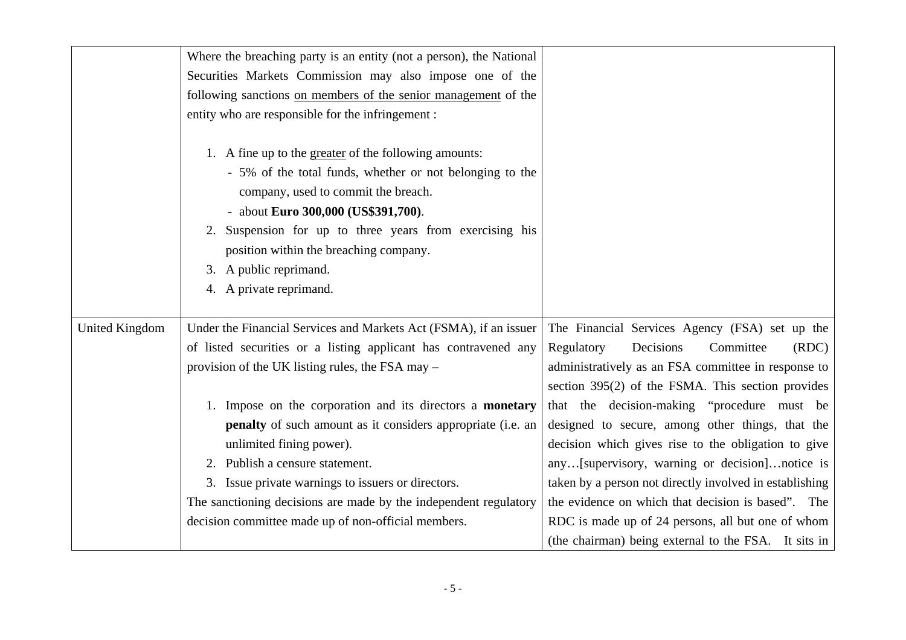| | | |
|---|---|---|
| | Where the breaching party is an entity (not a person), the National Securities Markets Commission may also impose one of the following sanctions <u>on members of the senior management</u> of the entity who are responsible for the infringement :<br><br>1. A fine up to the <u>greater</u> of the following amounts:<br>- 5% of the total funds, whether or not belonging to the company, used to commit the breach.<br>- about **Euro 300,000 (US$391,700)**.<br>2. Suspension for up to three years from exercising his position within the breaching company.<br>3. A public reprimand.<br>4. A private reprimand. | |
| United Kingdom | Under the Financial Services and Markets Act (FSMA), if an issuer of listed securities or a listing applicant has contravened any provision of the UK listing rules, the FSA may –<br><br>1. Impose on the corporation and its directors a **monetary penalty** of such amount as it considers appropriate (i.e. an unlimited fining power).<br>2. Publish a censure statement.<br>3. Issue private warnings to issuers or directors.<br><br>The sanctioning decisions are made by the independent regulatory decision committee made up of non-official members. | The Financial Services Agency (FSA) set up the Regulatory Decisions Committee (RDC) administratively as an FSA committee in response to section 395(2) of the FSMA. This section provides that the decision-making "procedure must be designed to secure, among other things, that the decision which gives rise to the obligation to give any…[supervisory, warning or decision]…notice is taken by a person not directly involved in establishing the evidence on which that decision is based". The RDC is made up of 24 persons, all but one of whom (the chairman) being external to the FSA. It sits in |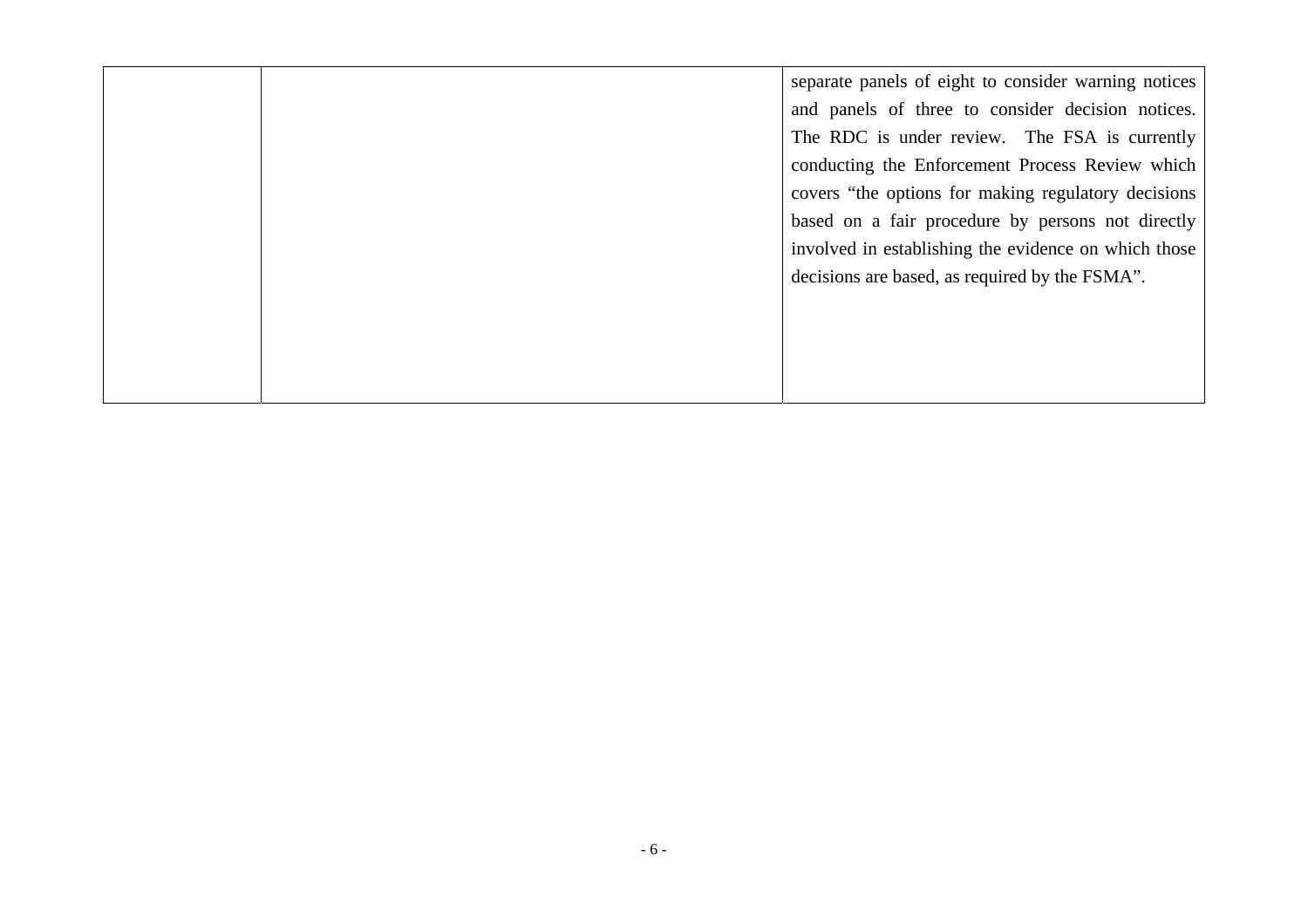| | | |
|---|---|---|
| | | separate panels of eight to consider warning notices and panels of three to consider decision notices. The RDC is under review. The FSA is currently conducting the Enforcement Process Review which covers "the options for making regulatory decisions based on a fair procedure by persons not directly involved in establishing the evidence on which those decisions are based, as required by the FSMA". |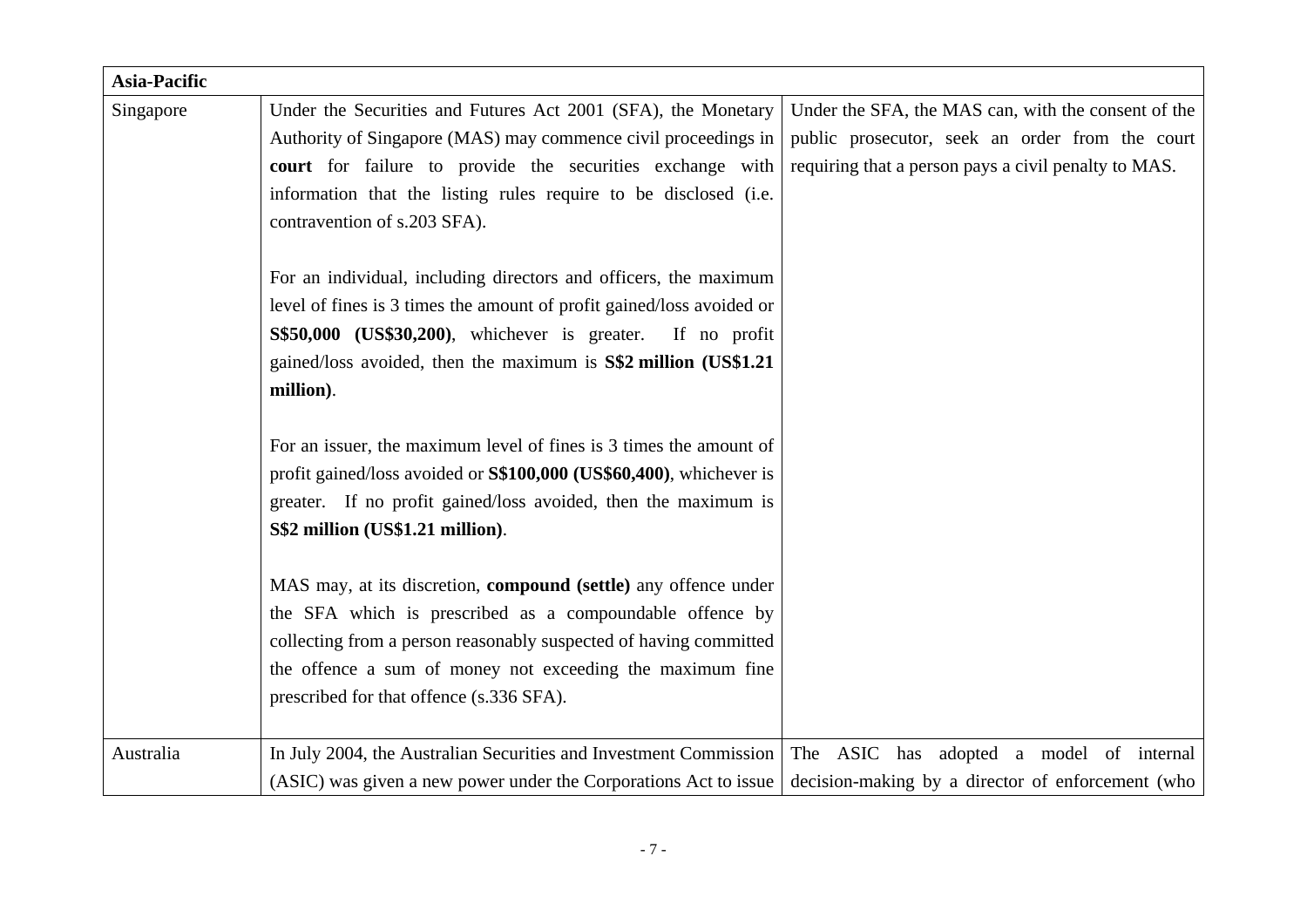| **Asia-Pacific** | | |
|---|---|---|
| Singapore | Under the Securities and Futures Act 2001 (SFA), the Monetary Authority of Singapore (MAS) may commence civil proceedings in **court** for failure to provide the securities exchange with information that the listing rules require to be disclosed (i.e. contravention of s.203 SFA).<br><br>For an individual, including directors and officers, the maximum level of fines is 3 times the amount of profit gained/loss avoided or **S$50,000 (US$30,200)**, whichever is greater. If no profit gained/loss avoided, then the maximum is **S$2 million (US$1.21 million)**.<br><br>For an issuer, the maximum level of fines is 3 times the amount of profit gained/loss avoided or **S$100,000 (US$60,400)**, whichever is greater. If no profit gained/loss avoided, then the maximum is **S$2 million (US$1.21 million)**.<br><br>MAS may, at its discretion, **compound (settle)** any offence under the SFA which is prescribed as a compoundable offence by collecting from a person reasonably suspected of having committed the offence a sum of money not exceeding the maximum fine prescribed for that offence (s.336 SFA). | Under the SFA, the MAS can, with the consent of the public prosecutor, seek an order from the court requiring that a person pays a civil penalty to MAS. |
| Australia | In July 2004, the Australian Securities and Investment Commission (ASIC) was given a new power under the Corporations Act to issue | The ASIC has adopted a model of internal decision-making by a director of enforcement (who |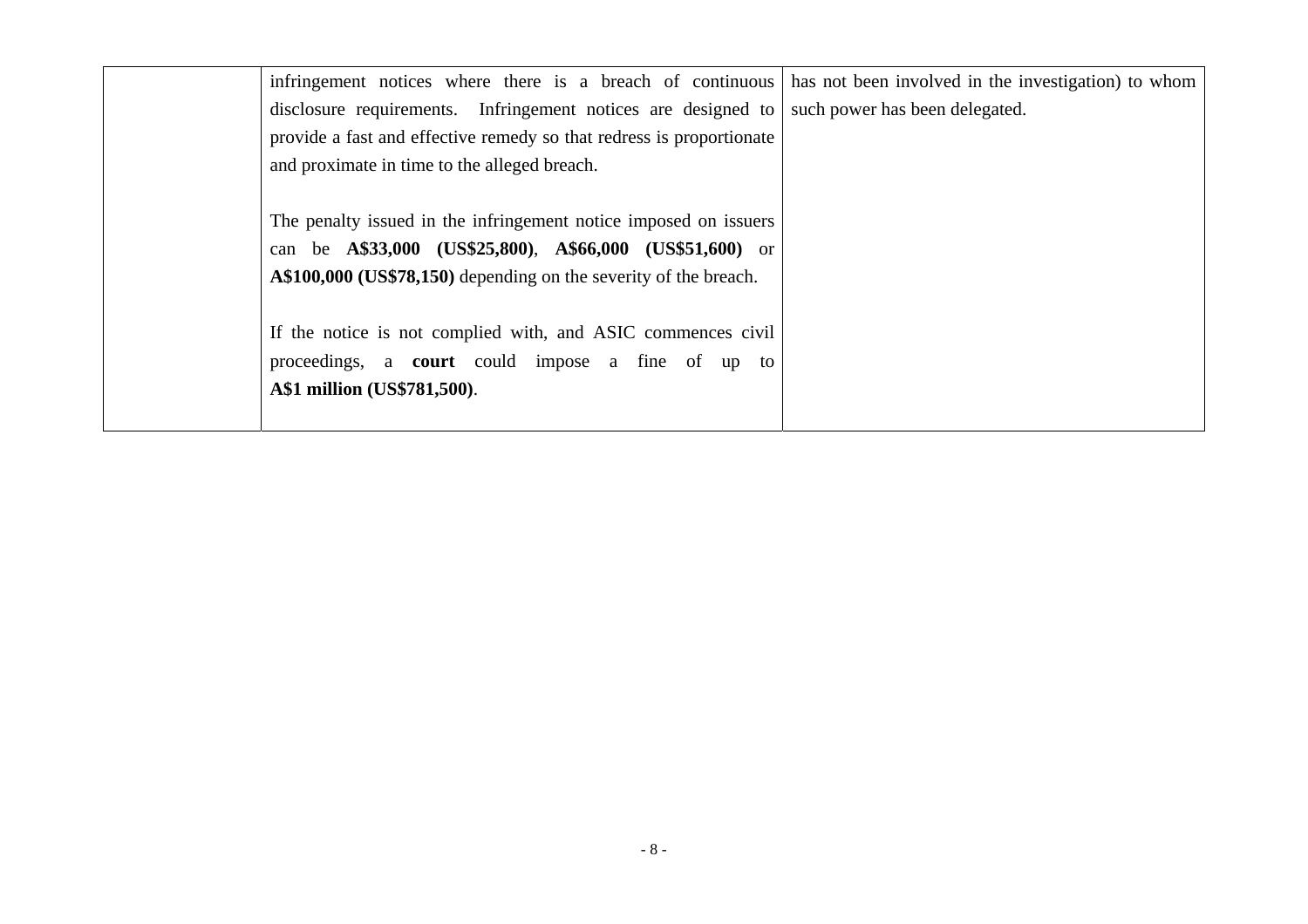| | | |
|---|---|---|
| | infringement notices where there is a breach of continuous disclosure requirements. Infringement notices are designed to provide a fast and effective remedy so that redress is proportionate and proximate in time to the alleged breach.<br><br>The penalty issued in the infringement notice imposed on issuers can be **A$33,000 (US$25,800)**, **A$66,000 (US$51,600)** or **A$100,000 (US$78,150)** depending on the severity of the breach.<br><br>If the notice is not complied with, and ASIC commences civil proceedings, a **court** could impose a fine of up to **A$1 million (US$781,500)**. | has not been involved in the investigation) to whom such power has been delegated. |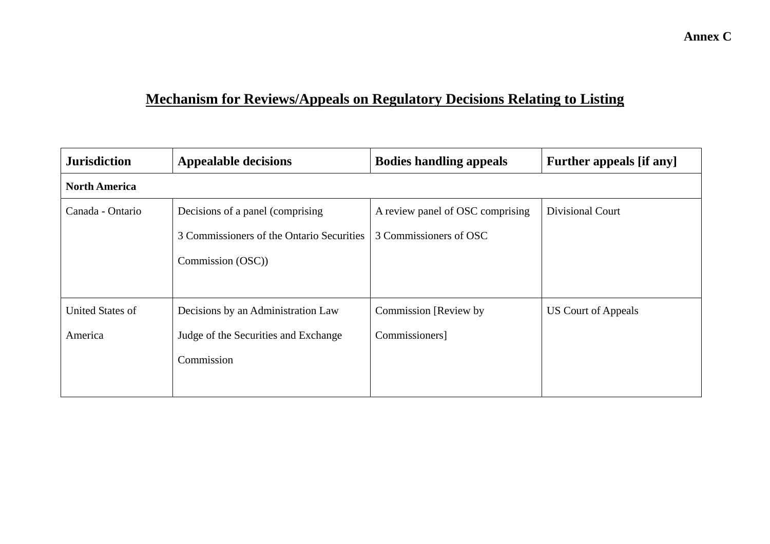**Annex C**

# Mechanism for Reviews/Appeals on Regulatory Decisions Relating to Listing

| Jurisdiction | Appealable decisions | Bodies handling appeals | Further appeals [if any] |
|---|---|---|---|
| **North America** | | | |
| Canada - Ontario | Decisions of a panel (comprising 3 Commissioners of the Ontario Securities Commission (OSC)) | A review panel of OSC comprising 3 Commissioners of OSC | Divisional Court |
| United States of America | Decisions by an Administration Law Judge of the Securities and Exchange Commission | Commission [Review by Commissioners] | US Court of Appeals |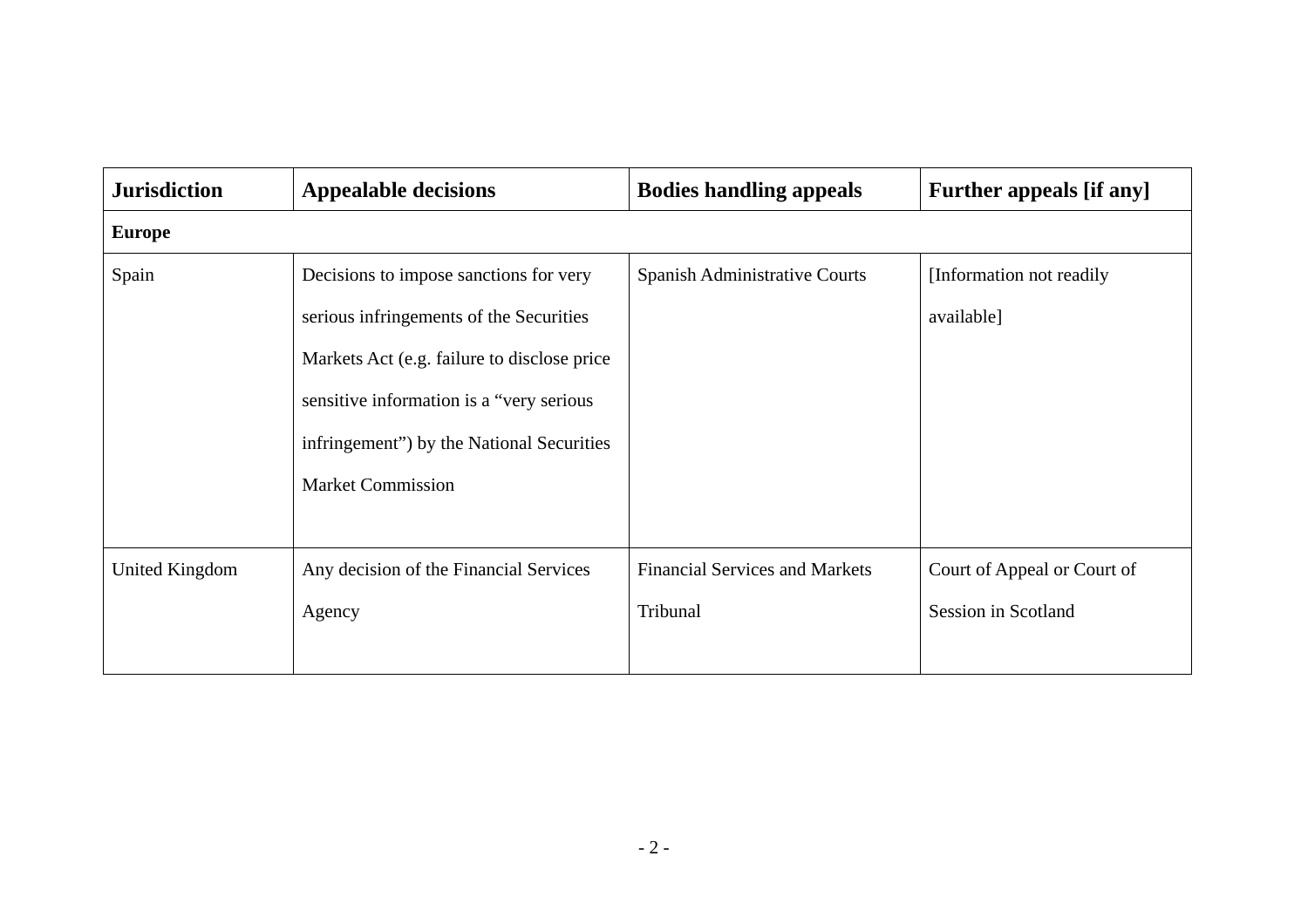| **Jurisdiction** | **Appealable decisions** | **Bodies handling appeals** | **Further appeals [if any]** |
| --- | --- | --- | --- |
| **Europe** | | | |
| Spain | Decisions to impose sanctions for very serious infringements of the Securities Markets Act (e.g. failure to disclose price sensitive information is a "very serious infringement") by the National Securities Market Commission | Spanish Administrative Courts | [Information not readily available] |
| United Kingdom | Any decision of the Financial Services Agency | Financial Services and Markets Tribunal | Court of Appeal or Court of Session in Scotland |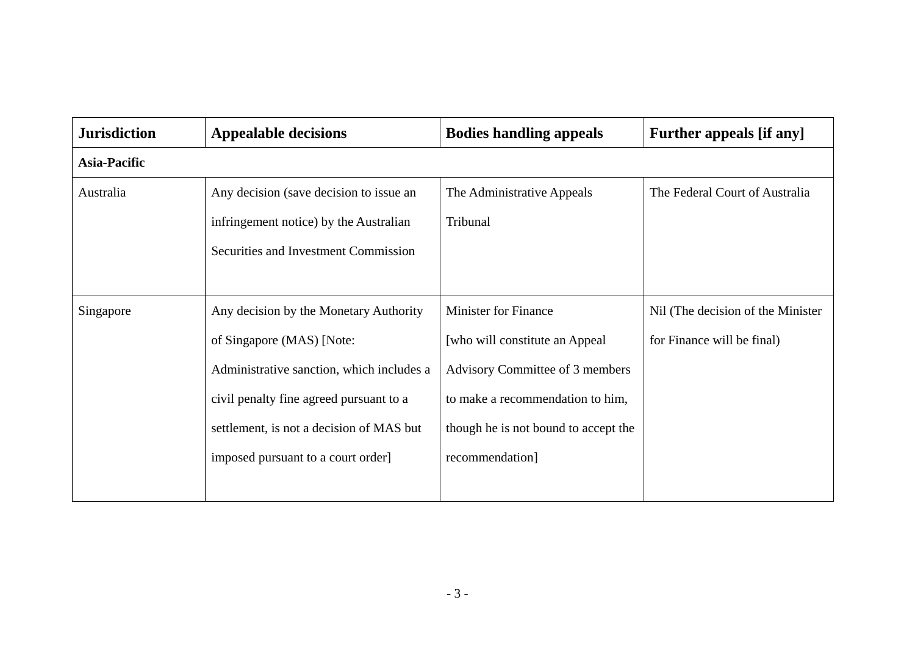| Jurisdiction | Appealable decisions | Bodies handling appeals | Further appeals [if any] |
|---|---|---|---|
| **Asia-Pacific** | | | |
| Australia | Any decision (save decision to issue an infringement notice) by the Australian Securities and Investment Commission | The Administrative Appeals Tribunal | The Federal Court of Australia |
| Singapore | Any decision by the Monetary Authority of Singapore (MAS) [Note: Administrative sanction, which includes a civil penalty fine agreed pursuant to a settlement, is not a decision of MAS but imposed pursuant to a court order] | Minister for Finance [who will constitute an Appeal Advisory Committee of 3 members to make a recommendation to him, though he is not bound to accept the recommendation] | Nil (The decision of the Minister for Finance will be final) |